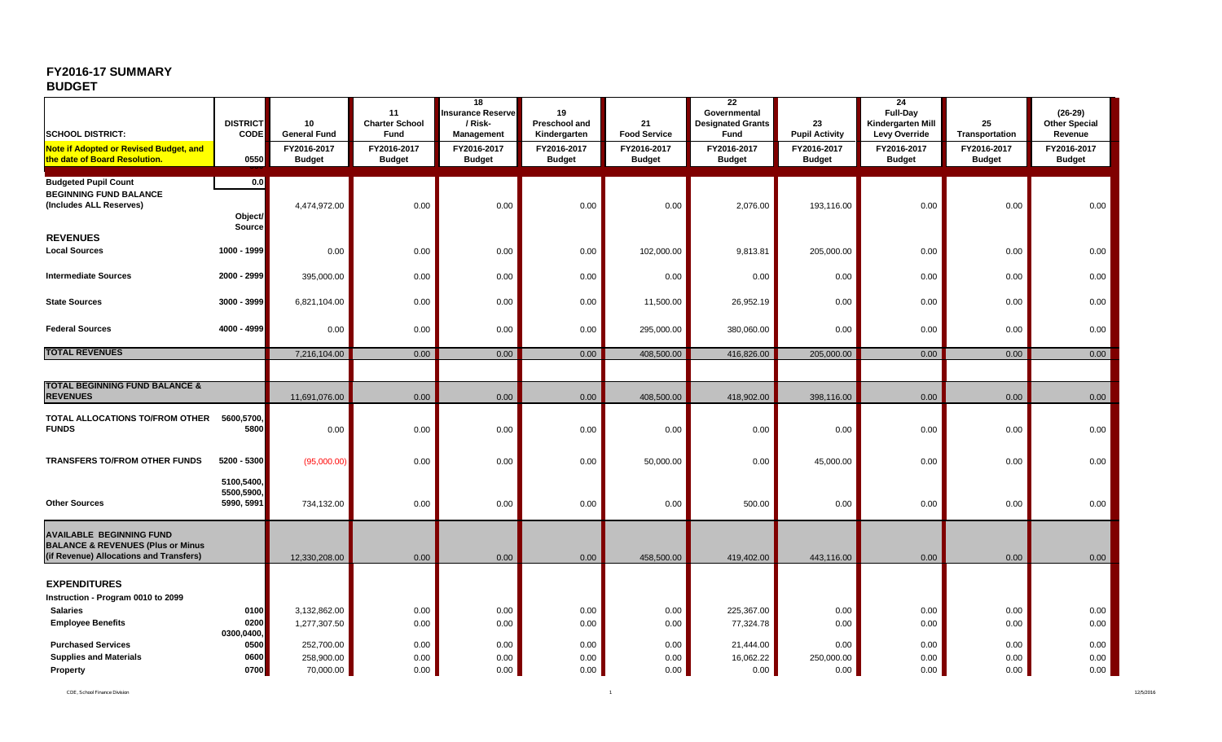# FY2016-17 SUMMARY
## BUDGET

| SCHOOL DISTRICT: | DISTRICT CODE | 10 General Fund | 11 Charter School Fund | 18 Insurance Reserve / Risk-Management | 19 Preschool and Kindergarten | 21 Food Service | 22 Governmental Designated Grants Fund | 23 Pupil Activity | 24 Full-Day Kindergarten Mill Levy Override | 25 Transportation | (26-29) Other Special Revenue |
|---|---|---|---|---|---|---|---|---|---|---|---|
| Note if Adopted or Revised Budget, and the date of Board Resolution. | 0550 | FY2016-2017 Budget | FY2016-2017 Budget | FY2016-2017 Budget | FY2016-2017 Budget | FY2016-2017 Budget | FY2016-2017 Budget | FY2016-2017 Budget | FY2016-2017 Budget | FY2016-2017 Budget | FY2016-2017 Budget |
| **Budgeted Pupil Count** | 0.0 | | | | | | | | | | |
| **BEGINNING FUND BALANCE (Includes ALL Reserves)** | | 4,474,972.00 | 0.00 | 0.00 | 0.00 | 0.00 | 2,076.00 | 193,116.00 | 0.00 | 0.00 | 0.00 |
| | Object/ Source | | | | | | | | | | |
| **REVENUES** | | | | | | | | | | | |
| **Local Sources** | 1000 - 1999 | 0.00 | 0.00 | 0.00 | 0.00 | 102,000.00 | 9,813.81 | 205,000.00 | 0.00 | 0.00 | 0.00 |
| **Intermediate Sources** | 2000 - 2999 | 395,000.00 | 0.00 | 0.00 | 0.00 | 0.00 | 0.00 | 0.00 | 0.00 | 0.00 | 0.00 |
| **State Sources** | 3000 - 3999 | 6,821,104.00 | 0.00 | 0.00 | 0.00 | 11,500.00 | 26,952.19 | 0.00 | 0.00 | 0.00 | 0.00 |
| **Federal Sources** | 4000 - 4999 | 0.00 | 0.00 | 0.00 | 0.00 | 295,000.00 | 380,060.00 | 0.00 | 0.00 | 0.00 | 0.00 |
| **TOTAL REVENUES** | | 7,216,104.00 | 0.00 | 0.00 | 0.00 | 408,500.00 | 416,826.00 | 205,000.00 | 0.00 | 0.00 | 0.00 |
| **TOTAL BEGINNING FUND BALANCE & REVENUES** | | 11,691,076.00 | 0.00 | 0.00 | 0.00 | 408,500.00 | 418,902.00 | 398,116.00 | 0.00 | 0.00 | 0.00 |
| **TOTAL ALLOCATIONS TO/FROM OTHER FUNDS** | 5600,5700, 5800 | 0.00 | 0.00 | 0.00 | 0.00 | 0.00 | 0.00 | 0.00 | 0.00 | 0.00 | 0.00 |
| **TRANSFERS TO/FROM OTHER FUNDS** | 5200 - 5300 | (95,000.00) | 0.00 | 0.00 | 0.00 | 50,000.00 | 0.00 | 45,000.00 | 0.00 | 0.00 | 0.00 |
| **Other Sources** | 5100,5400, 5500,5900, 5990, 5991 | 734,132.00 | 0.00 | 0.00 | 0.00 | 0.00 | 500.00 | 0.00 | 0.00 | 0.00 | 0.00 |
| **AVAILABLE BEGINNING FUND BALANCE & REVENUES (Plus or Minus (if Revenue) Allocations and Transfers)** | | 12,330,208.00 | 0.00 | 0.00 | 0.00 | 458,500.00 | 419,402.00 | 443,116.00 | 0.00 | 0.00 | 0.00 |
| **EXPENDITURES** | | | | | | | | | | | |
| **Instruction - Program 0010 to 2099** | | | | | | | | | | | |
| **Salaries** | 0100 | 3,132,862.00 | 0.00 | 0.00 | 0.00 | 0.00 | 225,367.00 | 0.00 | 0.00 | 0.00 | 0.00 |
| **Employee Benefits** | 0200 | 1,277,307.50 | 0.00 | 0.00 | 0.00 | 0.00 | 77,324.78 | 0.00 | 0.00 | 0.00 | 0.00 |
| **Purchased Services** | 0300,0400, 0500 | 252,700.00 | 0.00 | 0.00 | 0.00 | 0.00 | 21,444.00 | 0.00 | 0.00 | 0.00 | 0.00 |
| **Supplies and Materials** | 0600 | 258,900.00 | 0.00 | 0.00 | 0.00 | 0.00 | 16,062.22 | 250,000.00 | 0.00 | 0.00 | 0.00 |
| **Property** | 0700 | 70,000.00 | 0.00 | 0.00 | 0.00 | 0.00 | 0.00 | 0.00 | 0.00 | 0.00 | 0.00 |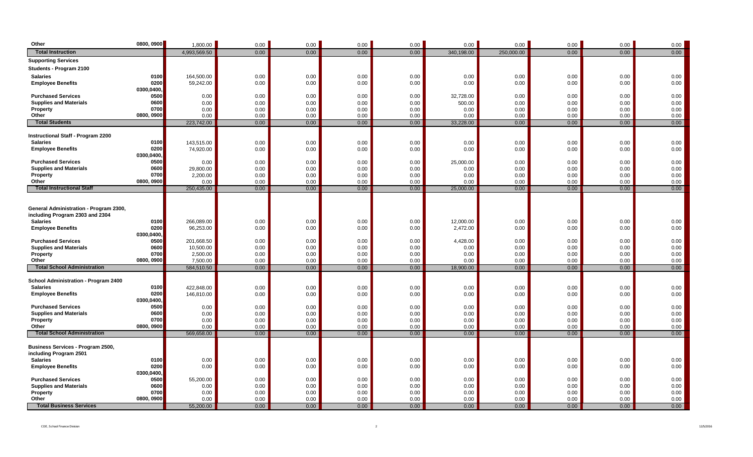| | | | | | | | | | | | |
|---|---|---|---|---|---|---|---|---|---|---|---|
| **Other** | **0800, 0900** | 1,800.00 | 0.00 | 0.00 | 0.00 | 0.00 | 0.00 | 0.00 | 0.00 | 0.00 | 0.00 |
| **Total Instruction** | | 4,993,569.50 | 0.00 | 0.00 | 0.00 | 0.00 | 340,198.00 | 250,000.00 | 0.00 | 0.00 | 0.00 |
| **Supporting Services** | | | | | | | | | | | |
| **Students - Program 2100** | | | | | | | | | | | |
| **Salaries** | **0100** | 164,500.00 | 0.00 | 0.00 | 0.00 | 0.00 | 0.00 | 0.00 | 0.00 | 0.00 | 0.00 |
| **Employee Benefits** | **0200** | 59,242.00 | 0.00 | 0.00 | 0.00 | 0.00 | 0.00 | 0.00 | 0.00 | 0.00 | 0.00 |
| **Purchased Services** | **0300,0400, 0500** | 0.00 | 0.00 | 0.00 | 0.00 | 0.00 | 32,728.00 | 0.00 | 0.00 | 0.00 | 0.00 |
| **Supplies and Materials** | **0600** | 0.00 | 0.00 | 0.00 | 0.00 | 0.00 | 500.00 | 0.00 | 0.00 | 0.00 | 0.00 |
| **Property** | **0700** | 0.00 | 0.00 | 0.00 | 0.00 | 0.00 | 0.00 | 0.00 | 0.00 | 0.00 | 0.00 |
| **Other** | **0800, 0900** | 0.00 | 0.00 | 0.00 | 0.00 | 0.00 | 0.00 | 0.00 | 0.00 | 0.00 | 0.00 |
| **Total Students** | | 223,742.00 | 0.00 | 0.00 | 0.00 | 0.00 | 33,228.00 | 0.00 | 0.00 | 0.00 | 0.00 |
| **Instructional Staff - Program 2200** | | | | | | | | | | | |
| **Salaries** | **0100** | 143,515.00 | 0.00 | 0.00 | 0.00 | 0.00 | 0.00 | 0.00 | 0.00 | 0.00 | 0.00 |
| **Employee Benefits** | **0200** | 74,920.00 | 0.00 | 0.00 | 0.00 | 0.00 | 0.00 | 0.00 | 0.00 | 0.00 | 0.00 |
| **Purchased Services** | **0300,0400, 0500** | 0.00 | 0.00 | 0.00 | 0.00 | 0.00 | 25,000.00 | 0.00 | 0.00 | 0.00 | 0.00 |
| **Supplies and Materials** | **0600** | 29,800.00 | 0.00 | 0.00 | 0.00 | 0.00 | 0.00 | 0.00 | 0.00 | 0.00 | 0.00 |
| **Property** | **0700** | 2,200.00 | 0.00 | 0.00 | 0.00 | 0.00 | 0.00 | 0.00 | 0.00 | 0.00 | 0.00 |
| **Other** | **0800, 0900** | 0.00 | 0.00 | 0.00 | 0.00 | 0.00 | 0.00 | 0.00 | 0.00 | 0.00 | 0.00 |
| **Total Instructional Staff** | | 250,435.00 | 0.00 | 0.00 | 0.00 | 0.00 | 25,000.00 | 0.00 | 0.00 | 0.00 | 0.00 |
| **General Administration - Program 2300, including Program 2303 and 2304** | | | | | | | | | | | |
| **Salaries** | **0100** | 266,089.00 | 0.00 | 0.00 | 0.00 | 0.00 | 12,000.00 | 0.00 | 0.00 | 0.00 | 0.00 |
| **Employee Benefits** | **0200** | 96,253.00 | 0.00 | 0.00 | 0.00 | 0.00 | 2,472.00 | 0.00 | 0.00 | 0.00 | 0.00 |
| **Purchased Services** | **0300,0400, 0500** | 201,668.50 | 0.00 | 0.00 | 0.00 | 0.00 | 4,428.00 | 0.00 | 0.00 | 0.00 | 0.00 |
| **Supplies and Materials** | **0600** | 10,500.00 | 0.00 | 0.00 | 0.00 | 0.00 | 0.00 | 0.00 | 0.00 | 0.00 | 0.00 |
| **Property** | **0700** | 2,500.00 | 0.00 | 0.00 | 0.00 | 0.00 | 0.00 | 0.00 | 0.00 | 0.00 | 0.00 |
| **Other** | **0800, 0900** | 7,500.00 | 0.00 | 0.00 | 0.00 | 0.00 | 0.00 | 0.00 | 0.00 | 0.00 | 0.00 |
| **Total School Administration** | | 584,510.50 | 0.00 | 0.00 | 0.00 | 0.00 | 18,900.00 | 0.00 | 0.00 | 0.00 | 0.00 |
| **School Administration - Program 2400** | | | | | | | | | | | |
| **Salaries** | **0100** | 422,848.00 | 0.00 | 0.00 | 0.00 | 0.00 | 0.00 | 0.00 | 0.00 | 0.00 | 0.00 |
| **Employee Benefits** | **0200** | 146,810.00 | 0.00 | 0.00 | 0.00 | 0.00 | 0.00 | 0.00 | 0.00 | 0.00 | 0.00 |
| **Purchased Services** | **0300,0400, 0500** | 0.00 | 0.00 | 0.00 | 0.00 | 0.00 | 0.00 | 0.00 | 0.00 | 0.00 | 0.00 |
| **Supplies and Materials** | **0600** | 0.00 | 0.00 | 0.00 | 0.00 | 0.00 | 0.00 | 0.00 | 0.00 | 0.00 | 0.00 |
| **Property** | **0700** | 0.00 | 0.00 | 0.00 | 0.00 | 0.00 | 0.00 | 0.00 | 0.00 | 0.00 | 0.00 |
| **Other** | **0800, 0900** | 0.00 | 0.00 | 0.00 | 0.00 | 0.00 | 0.00 | 0.00 | 0.00 | 0.00 | 0.00 |
| **Total School Administration** | | 569,658.00 | 0.00 | 0.00 | 0.00 | 0.00 | 0.00 | 0.00 | 0.00 | 0.00 | 0.00 |
| **Business Services - Program 2500, including Program 2501** | | | | | | | | | | | |
| **Salaries** | **0100** | 0.00 | 0.00 | 0.00 | 0.00 | 0.00 | 0.00 | 0.00 | 0.00 | 0.00 | 0.00 |
| **Employee Benefits** | **0200** | 0.00 | 0.00 | 0.00 | 0.00 | 0.00 | 0.00 | 0.00 | 0.00 | 0.00 | 0.00 |
| **Purchased Services** | **0300,0400, 0500** | 55,200.00 | 0.00 | 0.00 | 0.00 | 0.00 | 0.00 | 0.00 | 0.00 | 0.00 | 0.00 |
| **Supplies and Materials** | **0600** | 0.00 | 0.00 | 0.00 | 0.00 | 0.00 | 0.00 | 0.00 | 0.00 | 0.00 | 0.00 |
| **Property** | **0700** | 0.00 | 0.00 | 0.00 | 0.00 | 0.00 | 0.00 | 0.00 | 0.00 | 0.00 | 0.00 |
| **Other** | **0800, 0900** | 0.00 | 0.00 | 0.00 | 0.00 | 0.00 | 0.00 | 0.00 | 0.00 | 0.00 | 0.00 |
| **Total Business Services** | | 55,200.00 | 0.00 | 0.00 | 0.00 | 0.00 | 0.00 | 0.00 | 0.00 | 0.00 | 0.00 |

CDE, School Finance Division

12/5/2016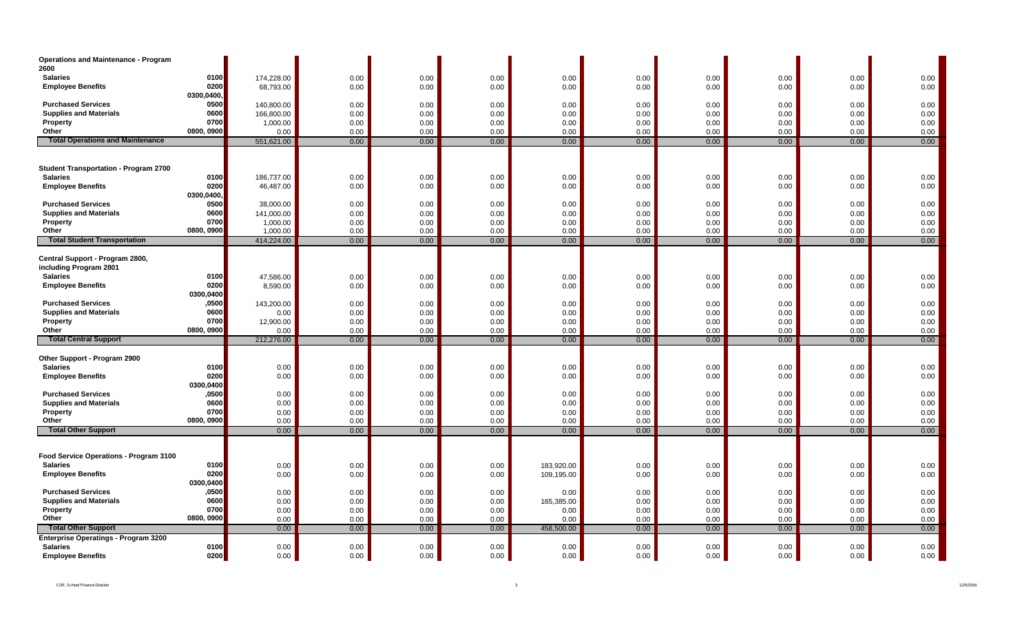| | | | | | | | | | | | |
|---|---|---|---|---|---|---|---|---|---|---|---|
| **Operations and Maintenance - Program 2600** | | | | | | | | | | | |
| **Salaries** | **0100** | 174,228.00 | 0.00 | 0.00 | 0.00 | 0.00 | 0.00 | 0.00 | 0.00 | 0.00 | 0.00 |
| **Employee Benefits** | **0200** | 68,793.00 | 0.00 | 0.00 | 0.00 | 0.00 | 0.00 | 0.00 | 0.00 | 0.00 | 0.00 |
| | **0300,0400,** | | | | | | | | | | |
| **Purchased Services** | **0500** | 140,800.00 | 0.00 | 0.00 | 0.00 | 0.00 | 0.00 | 0.00 | 0.00 | 0.00 | 0.00 |
| **Supplies and Materials** | **0600** | 166,800.00 | 0.00 | 0.00 | 0.00 | 0.00 | 0.00 | 0.00 | 0.00 | 0.00 | 0.00 |
| **Property** | **0700** | 1,000.00 | 0.00 | 0.00 | 0.00 | 0.00 | 0.00 | 0.00 | 0.00 | 0.00 | 0.00 |
| **Other** | **0800, 0900** | 0.00 | 0.00 | 0.00 | 0.00 | 0.00 | 0.00 | 0.00 | 0.00 | 0.00 | 0.00 |
| **Total Operations and Maintenance** | | 551,621.00 | 0.00 | 0.00 | 0.00 | 0.00 | 0.00 | 0.00 | 0.00 | 0.00 | 0.00 |
| **Student Transportation - Program 2700** | | | | | | | | | | | |
| **Salaries** | **0100** | 186,737.00 | 0.00 | 0.00 | 0.00 | 0.00 | 0.00 | 0.00 | 0.00 | 0.00 | 0.00 |
| **Employee Benefits** | **0200** | 46,487.00 | 0.00 | 0.00 | 0.00 | 0.00 | 0.00 | 0.00 | 0.00 | 0.00 | 0.00 |
| | **0300,0400,** | | | | | | | | | | |
| **Purchased Services** | **0500** | 38,000.00 | 0.00 | 0.00 | 0.00 | 0.00 | 0.00 | 0.00 | 0.00 | 0.00 | 0.00 |
| **Supplies and Materials** | **0600** | 141,000.00 | 0.00 | 0.00 | 0.00 | 0.00 | 0.00 | 0.00 | 0.00 | 0.00 | 0.00 |
| **Property** | **0700** | 1,000.00 | 0.00 | 0.00 | 0.00 | 0.00 | 0.00 | 0.00 | 0.00 | 0.00 | 0.00 |
| **Other** | **0800, 0900** | 1,000.00 | 0.00 | 0.00 | 0.00 | 0.00 | 0.00 | 0.00 | 0.00 | 0.00 | 0.00 |
| **Total Student Transportation** | | 414,224.00 | 0.00 | 0.00 | 0.00 | 0.00 | 0.00 | 0.00 | 0.00 | 0.00 | 0.00 |
| **Central Support - Program 2800, including Program 2801** | | | | | | | | | | | |
| **Salaries** | **0100** | 47,586.00 | 0.00 | 0.00 | 0.00 | 0.00 | 0.00 | 0.00 | 0.00 | 0.00 | 0.00 |
| **Employee Benefits** | **0200** | 8,590.00 | 0.00 | 0.00 | 0.00 | 0.00 | 0.00 | 0.00 | 0.00 | 0.00 | 0.00 |
| | **0300,0400** | | | | | | | | | | |
| **Purchased Services** | **,0500** | 143,200.00 | 0.00 | 0.00 | 0.00 | 0.00 | 0.00 | 0.00 | 0.00 | 0.00 | 0.00 |
| **Supplies and Materials** | **0600** | 0.00 | 0.00 | 0.00 | 0.00 | 0.00 | 0.00 | 0.00 | 0.00 | 0.00 | 0.00 |
| **Property** | **0700** | 12,900.00 | 0.00 | 0.00 | 0.00 | 0.00 | 0.00 | 0.00 | 0.00 | 0.00 | 0.00 |
| **Other** | **0800, 0900** | 0.00 | 0.00 | 0.00 | 0.00 | 0.00 | 0.00 | 0.00 | 0.00 | 0.00 | 0.00 |
| **Total Central Support** | | 212,276.00 | 0.00 | 0.00 | 0.00 | 0.00 | 0.00 | 0.00 | 0.00 | 0.00 | 0.00 |
| **Other Support - Program 2900** | | | | | | | | | | | |
| **Salaries** | **0100** | 0.00 | 0.00 | 0.00 | 0.00 | 0.00 | 0.00 | 0.00 | 0.00 | 0.00 | 0.00 |
| **Employee Benefits** | **0200** | 0.00 | 0.00 | 0.00 | 0.00 | 0.00 | 0.00 | 0.00 | 0.00 | 0.00 | 0.00 |
| | **0300,0400** | | | | | | | | | | |
| **Purchased Services** | **,0500** | 0.00 | 0.00 | 0.00 | 0.00 | 0.00 | 0.00 | 0.00 | 0.00 | 0.00 | 0.00 |
| **Supplies and Materials** | **0600** | 0.00 | 0.00 | 0.00 | 0.00 | 0.00 | 0.00 | 0.00 | 0.00 | 0.00 | 0.00 |
| **Property** | **0700** | 0.00 | 0.00 | 0.00 | 0.00 | 0.00 | 0.00 | 0.00 | 0.00 | 0.00 | 0.00 |
| **Other** | **0800, 0900** | 0.00 | 0.00 | 0.00 | 0.00 | 0.00 | 0.00 | 0.00 | 0.00 | 0.00 | 0.00 |
| **Total Other Support** | | 0.00 | 0.00 | 0.00 | 0.00 | 0.00 | 0.00 | 0.00 | 0.00 | 0.00 | 0.00 |
| **Food Service Operations - Program 3100** | | | | | | | | | | | |
| **Salaries** | **0100** | 0.00 | 0.00 | 0.00 | 0.00 | 183,920.00 | 0.00 | 0.00 | 0.00 | 0.00 | 0.00 |
| **Employee Benefits** | **0200** | 0.00 | 0.00 | 0.00 | 0.00 | 109,195.00 | 0.00 | 0.00 | 0.00 | 0.00 | 0.00 |
| | **0300,0400** | | | | | | | | | | |
| **Purchased Services** | **,0500** | 0.00 | 0.00 | 0.00 | 0.00 | 0.00 | 0.00 | 0.00 | 0.00 | 0.00 | 0.00 |
| **Supplies and Materials** | **0600** | 0.00 | 0.00 | 0.00 | 0.00 | 165,385.00 | 0.00 | 0.00 | 0.00 | 0.00 | 0.00 |
| **Property** | **0700** | 0.00 | 0.00 | 0.00 | 0.00 | 0.00 | 0.00 | 0.00 | 0.00 | 0.00 | 0.00 |
| **Other** | **0800, 0900** | 0.00 | 0.00 | 0.00 | 0.00 | 0.00 | 0.00 | 0.00 | 0.00 | 0.00 | 0.00 |
| **Total Other Support** | | 0.00 | 0.00 | 0.00 | 0.00 | 458,500.00 | 0.00 | 0.00 | 0.00 | 0.00 | 0.00 |
| **Enterprise Operatings - Program 3200** | | | | | | | | | | | |
| **Salaries** | **0100** | 0.00 | 0.00 | 0.00 | 0.00 | 0.00 | 0.00 | 0.00 | 0.00 | 0.00 | 0.00 |
| **Employee Benefits** | **0200** | 0.00 | 0.00 | 0.00 | 0.00 | 0.00 | 0.00 | 0.00 | 0.00 | 0.00 | 0.00 |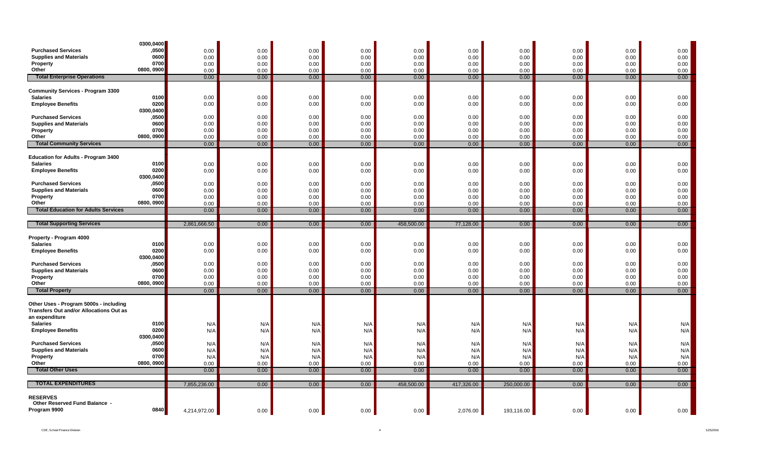| | | | | | | | | | | | |
|---|---|---|---|---|---|---|---|---|---|---|---|
| **Purchased Services** | 0300,0400,0500 | 0.00 | 0.00 | 0.00 | 0.00 | 0.00 | 0.00 | 0.00 | 0.00 | 0.00 | 0.00 |
| **Supplies and Materials** | 0600 | 0.00 | 0.00 | 0.00 | 0.00 | 0.00 | 0.00 | 0.00 | 0.00 | 0.00 | 0.00 |
| **Property** | 0700 | 0.00 | 0.00 | 0.00 | 0.00 | 0.00 | 0.00 | 0.00 | 0.00 | 0.00 | 0.00 |
| **Other** | 0800, 0900 | 0.00 | 0.00 | 0.00 | 0.00 | 0.00 | 0.00 | 0.00 | 0.00 | 0.00 | 0.00 |
| **Total Enterprise Operations** | | 0.00 | 0.00 | 0.00 | 0.00 | 0.00 | 0.00 | 0.00 | 0.00 | 0.00 | 0.00 |
| **Community Services - Program 3300** | | | | | | | | | | | |
| **Salaries** | 0100 | 0.00 | 0.00 | 0.00 | 0.00 | 0.00 | 0.00 | 0.00 | 0.00 | 0.00 | 0.00 |
| **Employee Benefits** | 0200 | 0.00 | 0.00 | 0.00 | 0.00 | 0.00 | 0.00 | 0.00 | 0.00 | 0.00 | 0.00 |
| **Purchased Services** | 0300,0400,0500 | 0.00 | 0.00 | 0.00 | 0.00 | 0.00 | 0.00 | 0.00 | 0.00 | 0.00 | 0.00 |
| **Supplies and Materials** | 0600 | 0.00 | 0.00 | 0.00 | 0.00 | 0.00 | 0.00 | 0.00 | 0.00 | 0.00 | 0.00 |
| **Property** | 0700 | 0.00 | 0.00 | 0.00 | 0.00 | 0.00 | 0.00 | 0.00 | 0.00 | 0.00 | 0.00 |
| **Other** | 0800, 0900 | 0.00 | 0.00 | 0.00 | 0.00 | 0.00 | 0.00 | 0.00 | 0.00 | 0.00 | 0.00 |
| **Total Community Services** | | 0.00 | 0.00 | 0.00 | 0.00 | 0.00 | 0.00 | 0.00 | 0.00 | 0.00 | 0.00 |
| **Education for Adults - Program 3400** | | | | | | | | | | | |
| **Salaries** | 0100 | 0.00 | 0.00 | 0.00 | 0.00 | 0.00 | 0.00 | 0.00 | 0.00 | 0.00 | 0.00 |
| **Employee Benefits** | 0200 | 0.00 | 0.00 | 0.00 | 0.00 | 0.00 | 0.00 | 0.00 | 0.00 | 0.00 | 0.00 |
| **Purchased Services** | 0300,0400,0500 | 0.00 | 0.00 | 0.00 | 0.00 | 0.00 | 0.00 | 0.00 | 0.00 | 0.00 | 0.00 |
| **Supplies and Materials** | 0600 | 0.00 | 0.00 | 0.00 | 0.00 | 0.00 | 0.00 | 0.00 | 0.00 | 0.00 | 0.00 |
| **Property** | 0700 | 0.00 | 0.00 | 0.00 | 0.00 | 0.00 | 0.00 | 0.00 | 0.00 | 0.00 | 0.00 |
| **Other** | 0800, 0900 | 0.00 | 0.00 | 0.00 | 0.00 | 0.00 | 0.00 | 0.00 | 0.00 | 0.00 | 0.00 |
| **Total Education for Adults Services** | | 0.00 | 0.00 | 0.00 | 0.00 | 0.00 | 0.00 | 0.00 | 0.00 | 0.00 | 0.00 |
| **Total Supporting Services** | | 2,861,666.50 | 0.00 | 0.00 | 0.00 | 458,500.00 | 77,128.00 | 0.00 | 0.00 | 0.00 | 0.00 |
| **Property - Program 4000** | | | | | | | | | | | |
| **Salaries** | 0100 | 0.00 | 0.00 | 0.00 | 0.00 | 0.00 | 0.00 | 0.00 | 0.00 | 0.00 | 0.00 |
| **Employee Benefits** | 0200 | 0.00 | 0.00 | 0.00 | 0.00 | 0.00 | 0.00 | 0.00 | 0.00 | 0.00 | 0.00 |
| **Purchased Services** | 0300,0400,0500 | 0.00 | 0.00 | 0.00 | 0.00 | 0.00 | 0.00 | 0.00 | 0.00 | 0.00 | 0.00 |
| **Supplies and Materials** | 0600 | 0.00 | 0.00 | 0.00 | 0.00 | 0.00 | 0.00 | 0.00 | 0.00 | 0.00 | 0.00 |
| **Property** | 0700 | 0.00 | 0.00 | 0.00 | 0.00 | 0.00 | 0.00 | 0.00 | 0.00 | 0.00 | 0.00 |
| **Other** | 0800, 0900 | 0.00 | 0.00 | 0.00 | 0.00 | 0.00 | 0.00 | 0.00 | 0.00 | 0.00 | 0.00 |
| **Total Property** | | 0.00 | 0.00 | 0.00 | 0.00 | 0.00 | 0.00 | 0.00 | 0.00 | 0.00 | 0.00 |
| **Other Uses - Program 5000s - including Transfers Out and/or Allocations Out as an expenditure** | | | | | | | | | | | |
| **Salaries** | 0100 | N/A | N/A | N/A | N/A | N/A | N/A | N/A | N/A | N/A | N/A |
| **Employee Benefits** | 0200 | N/A | N/A | N/A | N/A | N/A | N/A | N/A | N/A | N/A | N/A |
| **Purchased Services** | 0300,0400,0500 | N/A | N/A | N/A | N/A | N/A | N/A | N/A | N/A | N/A | N/A |
| **Supplies and Materials** | 0600 | N/A | N/A | N/A | N/A | N/A | N/A | N/A | N/A | N/A | N/A |
| **Property** | 0700 | N/A | N/A | N/A | N/A | N/A | N/A | N/A | N/A | N/A | N/A |
| **Other** | 0800, 0900 | 0.00 | 0.00 | 0.00 | 0.00 | 0.00 | 0.00 | 0.00 | 0.00 | 0.00 | 0.00 |
| **Total Other Uses** | | 0.00 | 0.00 | 0.00 | 0.00 | 0.00 | 0.00 | 0.00 | 0.00 | 0.00 | 0.00 |
| **TOTAL EXPENDITURES** | | 7,855,236.00 | 0.00 | 0.00 | 0.00 | 458,500.00 | 417,326.00 | 250,000.00 | 0.00 | 0.00 | 0.00 |
| **RESERVES** | | | | | | | | | | | |
| **Other Reserved Fund Balance - Program 9900** | 0840 | 4,214,972.00 | 0.00 | 0.00 | 0.00 | 0.00 | 2,076.00 | 193,116.00 | 0.00 | 0.00 | 0.00 |

CDE, School Finance Division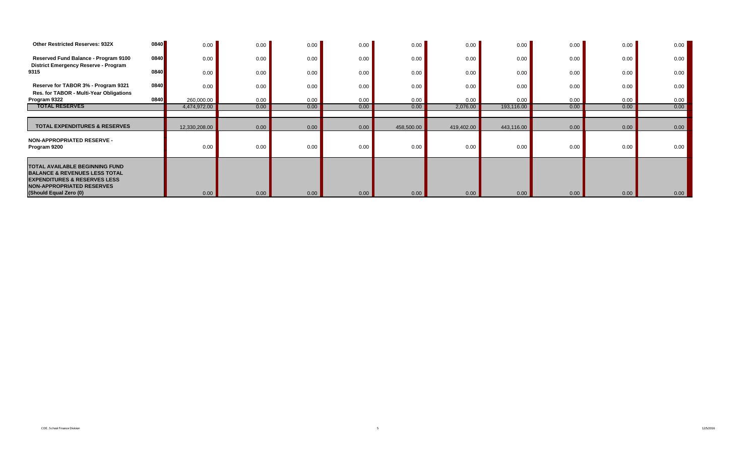| | | | | | | | | | | | |
|---|---|---|---|---|---|---|---|---|---|---|---|
| **Other Restricted Reserves: 932X** | **0840** | 0.00 | 0.00 | 0.00 | 0.00 | 0.00 | 0.00 | 0.00 | 0.00 | 0.00 | 0.00 |
| **Reserved Fund Balance - Program 9100** | **0840** | 0.00 | 0.00 | 0.00 | 0.00 | 0.00 | 0.00 | 0.00 | 0.00 | 0.00 | 0.00 |
| **District Emergency Reserve - Program 9315** | **0840** | 0.00 | 0.00 | 0.00 | 0.00 | 0.00 | 0.00 | 0.00 | 0.00 | 0.00 | 0.00 |
| **Reserve for TABOR 3% - Program 9321** | **0840** | 0.00 | 0.00 | 0.00 | 0.00 | 0.00 | 0.00 | 0.00 | 0.00 | 0.00 | 0.00 |
| **Res. for TABOR - Multi-Year Obligations Program 9322** | **0840** | 260,000.00 | 0.00 | 0.00 | 0.00 | 0.00 | 0.00 | 0.00 | 0.00 | 0.00 | 0.00 |
| **TOTAL RESERVES** | | 4,474,972.00 | 0.00 | 0.00 | 0.00 | 0.00 | 2,076.00 | 193,116.00 | 0.00 | 0.00 | 0.00 |
| **TOTAL EXPENDITURES & RESERVES** | | 12,330,208.00 | 0.00 | 0.00 | 0.00 | 458,500.00 | 419,402.00 | 443,116.00 | 0.00 | 0.00 | 0.00 |
| **NON-APPROPRIATED RESERVE - Program 9200** | | 0.00 | 0.00 | 0.00 | 0.00 | 0.00 | 0.00 | 0.00 | 0.00 | 0.00 | 0.00 |
| **TOTAL AVAILABLE BEGINNING FUND BALANCE & REVENUES LESS TOTAL EXPENDITURES & RESERVES LESS NON-APPROPRIATED RESERVES (Should Equal Zero (0)** | | 0.00 | 0.00 | 0.00 | 0.00 | 0.00 | 0.00 | 0.00 | 0.00 | 0.00 | 0.00 |

CDE, School Finance Division

12/5/2016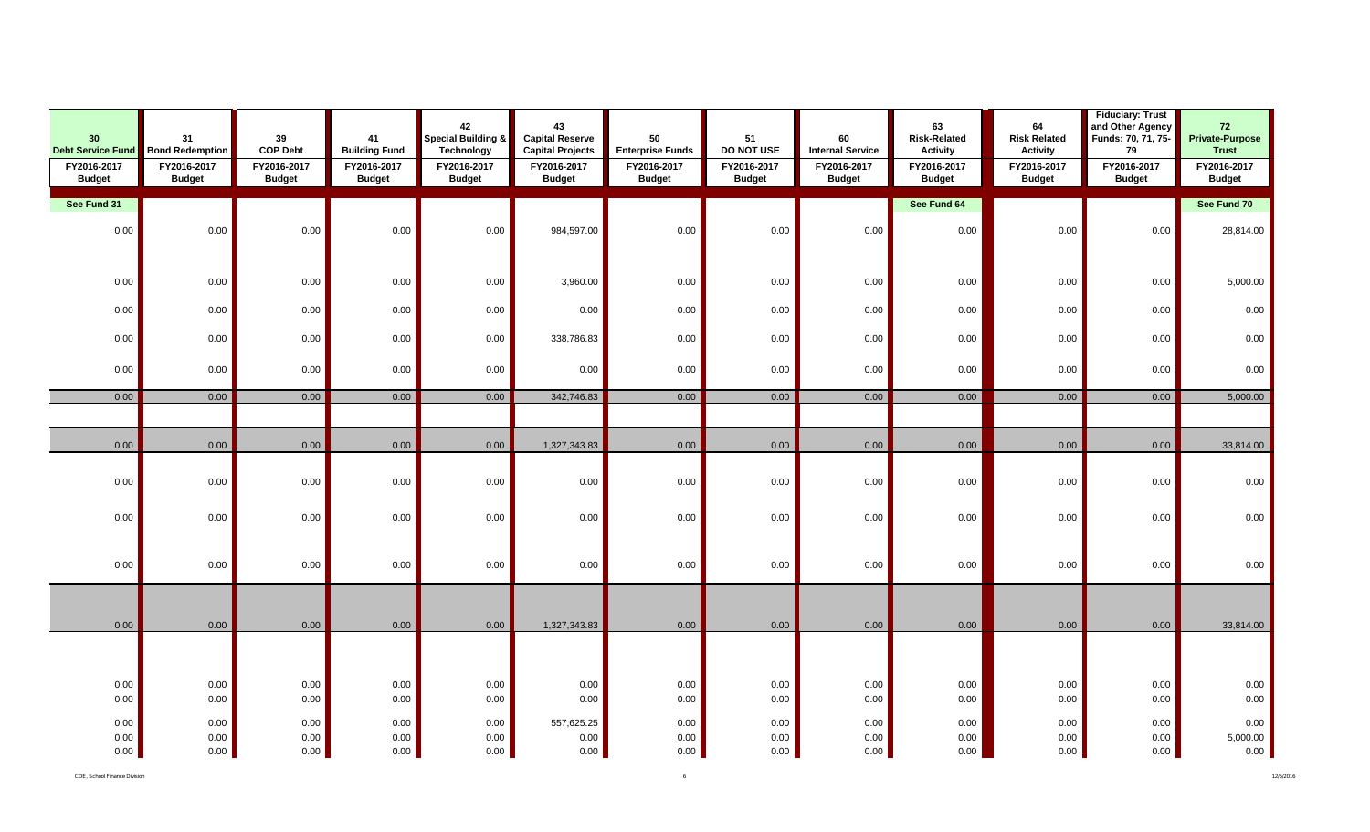| 30 Debt Service Fund | 31 Bond Redemption | 39 COP Debt | 41 Building Fund | 42 Special Building & Technology | 43 Capital Reserve Capital Projects | 50 Enterprise Funds | 51 DO NOT USE | 60 Internal Service | 63 Risk-Related Activity | 64 Risk Related Activity | Fiduciary: Trust and Other Agency Funds: 70, 71, 75-79 | 72 Private-Purpose Trust |
|---|---|---|---|---|---|---|---|---|---|---|---|---|
| FY2016-2017 Budget | FY2016-2017 Budget | FY2016-2017 Budget | FY2016-2017 Budget | FY2016-2017 Budget | FY2016-2017 Budget | FY2016-2017 Budget | FY2016-2017 Budget | FY2016-2017 Budget | FY2016-2017 Budget | FY2016-2017 Budget | FY2016-2017 Budget | FY2016-2017 Budget |
| See Fund 31 | | | | | | | | | See Fund 64 | | | See Fund 70 |
| 0.00 | 0.00 | 0.00 | 0.00 | 0.00 | 984,597.00 | 0.00 | 0.00 | 0.00 | 0.00 | 0.00 | 0.00 | 28,814.00 |
| 0.00 | 0.00 | 0.00 | 0.00 | 0.00 | 3,960.00 | 0.00 | 0.00 | 0.00 | 0.00 | 0.00 | 0.00 | 5,000.00 |
| 0.00 | 0.00 | 0.00 | 0.00 | 0.00 | 0.00 | 0.00 | 0.00 | 0.00 | 0.00 | 0.00 | 0.00 | 0.00 |
| 0.00 | 0.00 | 0.00 | 0.00 | 0.00 | 338,786.83 | 0.00 | 0.00 | 0.00 | 0.00 | 0.00 | 0.00 | 0.00 |
| 0.00 | 0.00 | 0.00 | 0.00 | 0.00 | 0.00 | 0.00 | 0.00 | 0.00 | 0.00 | 0.00 | 0.00 | 0.00 |
| 0.00 | 0.00 | 0.00 | 0.00 | 0.00 | 342,746.83 | 0.00 | 0.00 | 0.00 | 0.00 | 0.00 | 0.00 | 5,000.00 |
| 0.00 | 0.00 | 0.00 | 0.00 | 0.00 | 1,327,343.83 | 0.00 | 0.00 | 0.00 | 0.00 | 0.00 | 0.00 | 33,814.00 |
| 0.00 | 0.00 | 0.00 | 0.00 | 0.00 | 0.00 | 0.00 | 0.00 | 0.00 | 0.00 | 0.00 | 0.00 | 0.00 |
| 0.00 | 0.00 | 0.00 | 0.00 | 0.00 | 0.00 | 0.00 | 0.00 | 0.00 | 0.00 | 0.00 | 0.00 | 0.00 |
| 0.00 | 0.00 | 0.00 | 0.00 | 0.00 | 0.00 | 0.00 | 0.00 | 0.00 | 0.00 | 0.00 | 0.00 | 0.00 |
| 0.00 | 0.00 | 0.00 | 0.00 | 0.00 | 1,327,343.83 | 0.00 | 0.00 | 0.00 | 0.00 | 0.00 | 0.00 | 33,814.00 |
| 0.00 | 0.00 | 0.00 | 0.00 | 0.00 | 0.00 | 0.00 | 0.00 | 0.00 | 0.00 | 0.00 | 0.00 | 0.00 |
| 0.00 | 0.00 | 0.00 | 0.00 | 0.00 | 0.00 | 0.00 | 0.00 | 0.00 | 0.00 | 0.00 | 0.00 | 0.00 |
| 0.00 | 0.00 | 0.00 | 0.00 | 0.00 | 557,625.25 | 0.00 | 0.00 | 0.00 | 0.00 | 0.00 | 0.00 | 0.00 |
| 0.00 | 0.00 | 0.00 | 0.00 | 0.00 | 0.00 | 0.00 | 0.00 | 0.00 | 0.00 | 0.00 | 0.00 | 5,000.00 |
| 0.00 | 0.00 | 0.00 | 0.00 | 0.00 | 0.00 | 0.00 | 0.00 | 0.00 | 0.00 | 0.00 | 0.00 | 0.00 |

CDE, School Finance Division 12/5/2016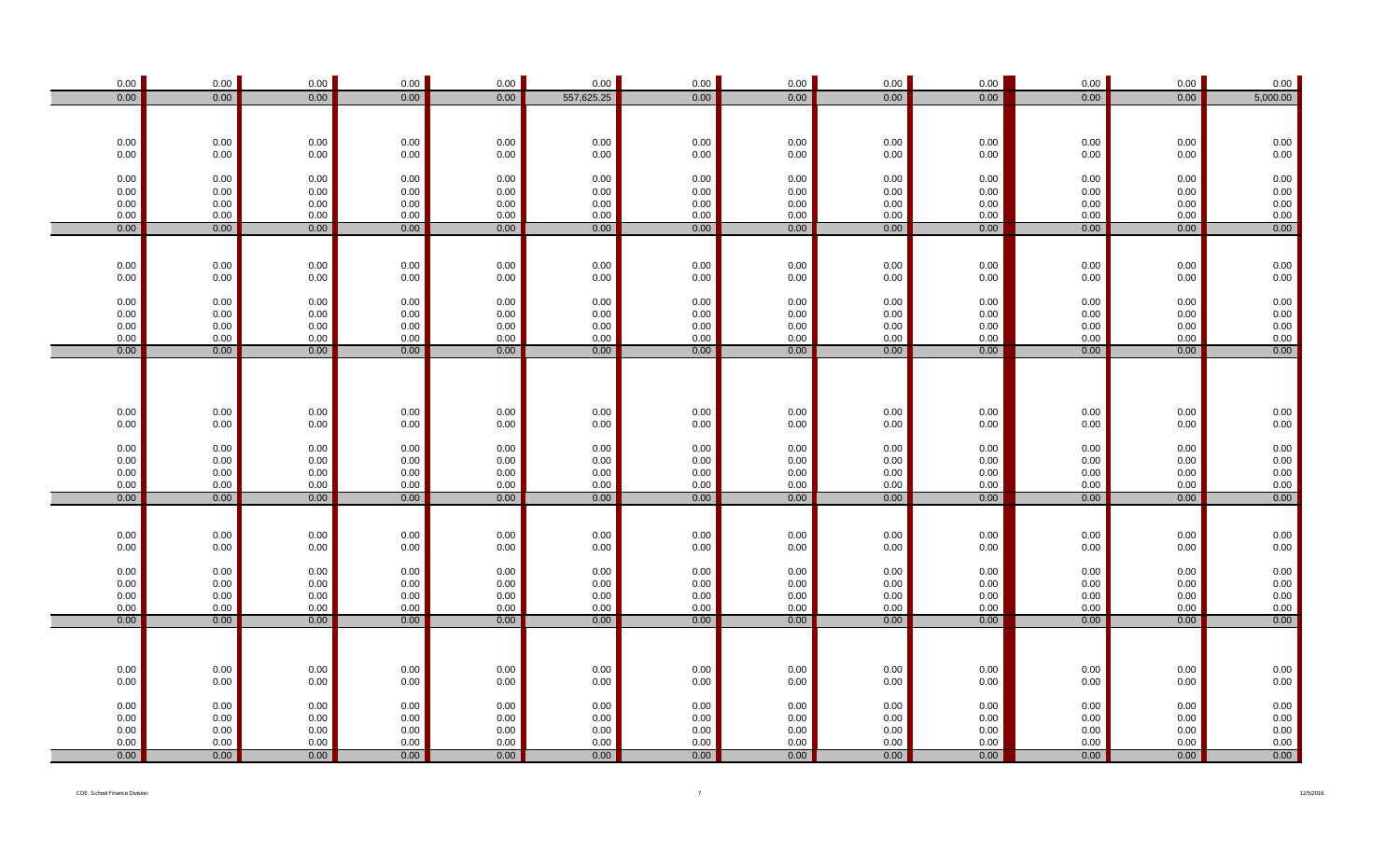| | | | | | | | | | | | | |
|---|---|---|---|---|---|---|---|---|---|---|---|---|
| 0.00 | 0.00 | 0.00 | 0.00 | 0.00 | 0.00 | 0.00 | 0.00 | 0.00 | 0.00 | 0.00 | 0.00 | 0.00 |
| 0.00 | 0.00 | 0.00 | 0.00 | 0.00 | 557,625.25 | 0.00 | 0.00 | 0.00 | 0.00 | 0.00 | 0.00 | 5,000.00 |
| | | | | | | | | | | | | |
| 0.00 | 0.00 | 0.00 | 0.00 | 0.00 | 0.00 | 0.00 | 0.00 | 0.00 | 0.00 | 0.00 | 0.00 | 0.00 |
| 0.00 | 0.00 | 0.00 | 0.00 | 0.00 | 0.00 | 0.00 | 0.00 | 0.00 | 0.00 | 0.00 | 0.00 | 0.00 |
| 0.00 | 0.00 | 0.00 | 0.00 | 0.00 | 0.00 | 0.00 | 0.00 | 0.00 | 0.00 | 0.00 | 0.00 | 0.00 |
| 0.00 | 0.00 | 0.00 | 0.00 | 0.00 | 0.00 | 0.00 | 0.00 | 0.00 | 0.00 | 0.00 | 0.00 | 0.00 |
| 0.00 | 0.00 | 0.00 | 0.00 | 0.00 | 0.00 | 0.00 | 0.00 | 0.00 | 0.00 | 0.00 | 0.00 | 0.00 |
| 0.00 | 0.00 | 0.00 | 0.00 | 0.00 | 0.00 | 0.00 | 0.00 | 0.00 | 0.00 | 0.00 | 0.00 | 0.00 |
| 0.00 | 0.00 | 0.00 | 0.00 | 0.00 | 0.00 | 0.00 | 0.00 | 0.00 | 0.00 | 0.00 | 0.00 | 0.00 |
| | | | | | | | | | | | | |
| 0.00 | 0.00 | 0.00 | 0.00 | 0.00 | 0.00 | 0.00 | 0.00 | 0.00 | 0.00 | 0.00 | 0.00 | 0.00 |
| 0.00 | 0.00 | 0.00 | 0.00 | 0.00 | 0.00 | 0.00 | 0.00 | 0.00 | 0.00 | 0.00 | 0.00 | 0.00 |
| 0.00 | 0.00 | 0.00 | 0.00 | 0.00 | 0.00 | 0.00 | 0.00 | 0.00 | 0.00 | 0.00 | 0.00 | 0.00 |
| 0.00 | 0.00 | 0.00 | 0.00 | 0.00 | 0.00 | 0.00 | 0.00 | 0.00 | 0.00 | 0.00 | 0.00 | 0.00 |
| 0.00 | 0.00 | 0.00 | 0.00 | 0.00 | 0.00 | 0.00 | 0.00 | 0.00 | 0.00 | 0.00 | 0.00 | 0.00 |
| 0.00 | 0.00 | 0.00 | 0.00 | 0.00 | 0.00 | 0.00 | 0.00 | 0.00 | 0.00 | 0.00 | 0.00 | 0.00 |
| 0.00 | 0.00 | 0.00 | 0.00 | 0.00 | 0.00 | 0.00 | 0.00 | 0.00 | 0.00 | 0.00 | 0.00 | 0.00 |
| | | | | | | | | | | | | |
| 0.00 | 0.00 | 0.00 | 0.00 | 0.00 | 0.00 | 0.00 | 0.00 | 0.00 | 0.00 | 0.00 | 0.00 | 0.00 |
| 0.00 | 0.00 | 0.00 | 0.00 | 0.00 | 0.00 | 0.00 | 0.00 | 0.00 | 0.00 | 0.00 | 0.00 | 0.00 |
| 0.00 | 0.00 | 0.00 | 0.00 | 0.00 | 0.00 | 0.00 | 0.00 | 0.00 | 0.00 | 0.00 | 0.00 | 0.00 |
| 0.00 | 0.00 | 0.00 | 0.00 | 0.00 | 0.00 | 0.00 | 0.00 | 0.00 | 0.00 | 0.00 | 0.00 | 0.00 |
| 0.00 | 0.00 | 0.00 | 0.00 | 0.00 | 0.00 | 0.00 | 0.00 | 0.00 | 0.00 | 0.00 | 0.00 | 0.00 |
| 0.00 | 0.00 | 0.00 | 0.00 | 0.00 | 0.00 | 0.00 | 0.00 | 0.00 | 0.00 | 0.00 | 0.00 | 0.00 |
| 0.00 | 0.00 | 0.00 | 0.00 | 0.00 | 0.00 | 0.00 | 0.00 | 0.00 | 0.00 | 0.00 | 0.00 | 0.00 |
| | | | | | | | | | | | | |
| 0.00 | 0.00 | 0.00 | 0.00 | 0.00 | 0.00 | 0.00 | 0.00 | 0.00 | 0.00 | 0.00 | 0.00 | 0.00 |
| 0.00 | 0.00 | 0.00 | 0.00 | 0.00 | 0.00 | 0.00 | 0.00 | 0.00 | 0.00 | 0.00 | 0.00 | 0.00 |
| 0.00 | 0.00 | 0.00 | 0.00 | 0.00 | 0.00 | 0.00 | 0.00 | 0.00 | 0.00 | 0.00 | 0.00 | 0.00 |
| 0.00 | 0.00 | 0.00 | 0.00 | 0.00 | 0.00 | 0.00 | 0.00 | 0.00 | 0.00 | 0.00 | 0.00 | 0.00 |
| 0.00 | 0.00 | 0.00 | 0.00 | 0.00 | 0.00 | 0.00 | 0.00 | 0.00 | 0.00 | 0.00 | 0.00 | 0.00 |
| 0.00 | 0.00 | 0.00 | 0.00 | 0.00 | 0.00 | 0.00 | 0.00 | 0.00 | 0.00 | 0.00 | 0.00 | 0.00 |
| 0.00 | 0.00 | 0.00 | 0.00 | 0.00 | 0.00 | 0.00 | 0.00 | 0.00 | 0.00 | 0.00 | 0.00 | 0.00 |
| | | | | | | | | | | | | |
| 0.00 | 0.00 | 0.00 | 0.00 | 0.00 | 0.00 | 0.00 | 0.00 | 0.00 | 0.00 | 0.00 | 0.00 | 0.00 |
| 0.00 | 0.00 | 0.00 | 0.00 | 0.00 | 0.00 | 0.00 | 0.00 | 0.00 | 0.00 | 0.00 | 0.00 | 0.00 |
| 0.00 | 0.00 | 0.00 | 0.00 | 0.00 | 0.00 | 0.00 | 0.00 | 0.00 | 0.00 | 0.00 | 0.00 | 0.00 |
| 0.00 | 0.00 | 0.00 | 0.00 | 0.00 | 0.00 | 0.00 | 0.00 | 0.00 | 0.00 | 0.00 | 0.00 | 0.00 |
| 0.00 | 0.00 | 0.00 | 0.00 | 0.00 | 0.00 | 0.00 | 0.00 | 0.00 | 0.00 | 0.00 | 0.00 | 0.00 |
| 0.00 | 0.00 | 0.00 | 0.00 | 0.00 | 0.00 | 0.00 | 0.00 | 0.00 | 0.00 | 0.00 | 0.00 | 0.00 |
| 0.00 | 0.00 | 0.00 | 0.00 | 0.00 | 0.00 | 0.00 | 0.00 | 0.00 | 0.00 | 0.00 | 0.00 | 0.00 |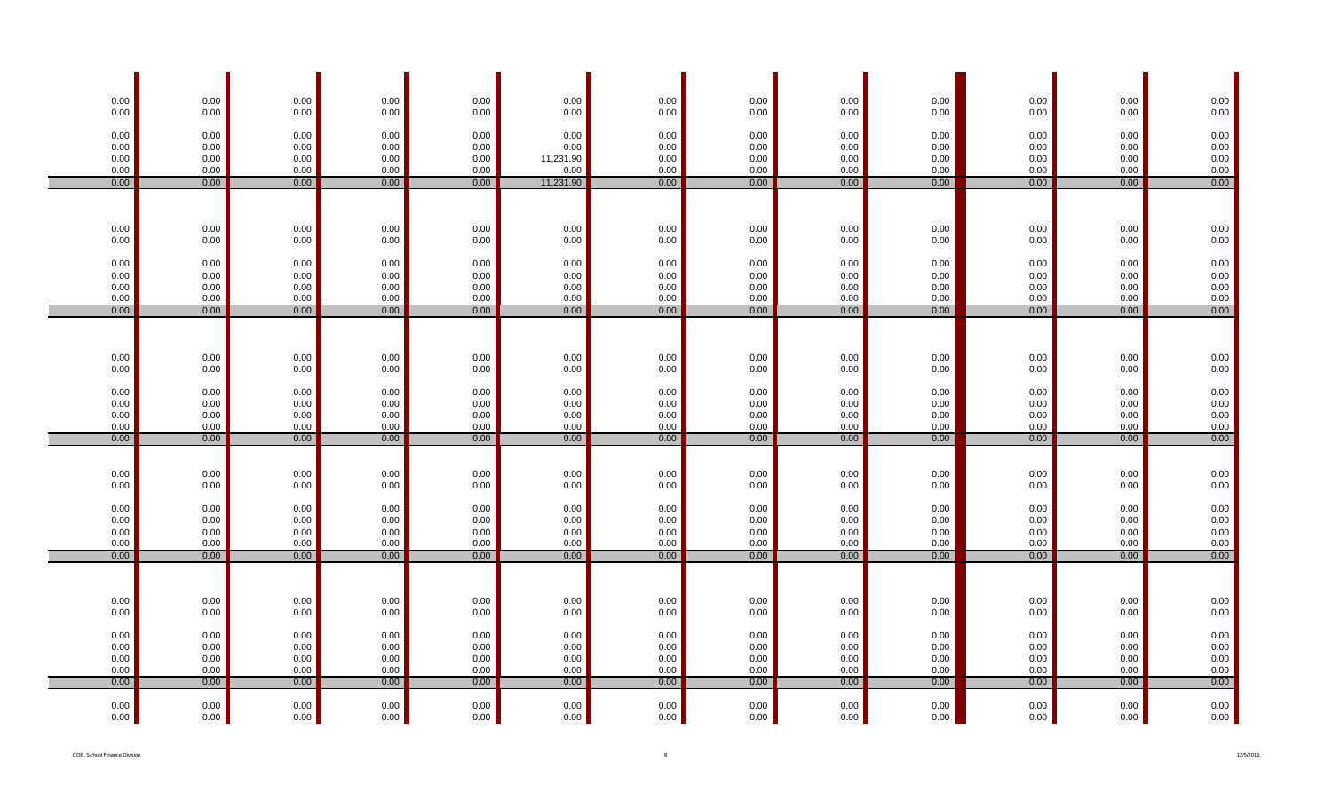| | | | | | | | | | | | | |
|---|---|---|---|---|---|---|---|---|---|---|---|---|
| 0.00 | 0.00 | 0.00 | 0.00 | 0.00 | 0.00 | 0.00 | 0.00 | 0.00 | 0.00 | 0.00 | 0.00 | 0.00 |
| 0.00 | 0.00 | 0.00 | 0.00 | 0.00 | 0.00 | 0.00 | 0.00 | 0.00 | 0.00 | 0.00 | 0.00 | 0.00 |
| 0.00 | 0.00 | 0.00 | 0.00 | 0.00 | 0.00 | 0.00 | 0.00 | 0.00 | 0.00 | 0.00 | 0.00 | 0.00 |
| 0.00 | 0.00 | 0.00 | 0.00 | 0.00 | 0.00 | 0.00 | 0.00 | 0.00 | 0.00 | 0.00 | 0.00 | 0.00 |
| 0.00 | 0.00 | 0.00 | 0.00 | 0.00 | 11,231.90 | 0.00 | 0.00 | 0.00 | 0.00 | 0.00 | 0.00 | 0.00 |
| 0.00 | 0.00 | 0.00 | 0.00 | 0.00 | 0.00 | 0.00 | 0.00 | 0.00 | 0.00 | 0.00 | 0.00 | 0.00 |
| 0.00 | 0.00 | 0.00 | 0.00 | 0.00 | 11,231.90 | 0.00 | 0.00 | 0.00 | 0.00 | 0.00 | 0.00 | 0.00 |
| 0.00 | 0.00 | 0.00 | 0.00 | 0.00 | 0.00 | 0.00 | 0.00 | 0.00 | 0.00 | 0.00 | 0.00 | 0.00 |
| 0.00 | 0.00 | 0.00 | 0.00 | 0.00 | 0.00 | 0.00 | 0.00 | 0.00 | 0.00 | 0.00 | 0.00 | 0.00 |
| 0.00 | 0.00 | 0.00 | 0.00 | 0.00 | 0.00 | 0.00 | 0.00 | 0.00 | 0.00 | 0.00 | 0.00 | 0.00 |
| 0.00 | 0.00 | 0.00 | 0.00 | 0.00 | 0.00 | 0.00 | 0.00 | 0.00 | 0.00 | 0.00 | 0.00 | 0.00 |
| 0.00 | 0.00 | 0.00 | 0.00 | 0.00 | 0.00 | 0.00 | 0.00 | 0.00 | 0.00 | 0.00 | 0.00 | 0.00 |
| 0.00 | 0.00 | 0.00 | 0.00 | 0.00 | 0.00 | 0.00 | 0.00 | 0.00 | 0.00 | 0.00 | 0.00 | 0.00 |
| 0.00 | 0.00 | 0.00 | 0.00 | 0.00 | 0.00 | 0.00 | 0.00 | 0.00 | 0.00 | 0.00 | 0.00 | 0.00 |
| 0.00 | 0.00 | 0.00 | 0.00 | 0.00 | 0.00 | 0.00 | 0.00 | 0.00 | 0.00 | 0.00 | 0.00 | 0.00 |
| 0.00 | 0.00 | 0.00 | 0.00 | 0.00 | 0.00 | 0.00 | 0.00 | 0.00 | 0.00 | 0.00 | 0.00 | 0.00 |
| 0.00 | 0.00 | 0.00 | 0.00 | 0.00 | 0.00 | 0.00 | 0.00 | 0.00 | 0.00 | 0.00 | 0.00 | 0.00 |
| 0.00 | 0.00 | 0.00 | 0.00 | 0.00 | 0.00 | 0.00 | 0.00 | 0.00 | 0.00 | 0.00 | 0.00 | 0.00 |
| 0.00 | 0.00 | 0.00 | 0.00 | 0.00 | 0.00 | 0.00 | 0.00 | 0.00 | 0.00 | 0.00 | 0.00 | 0.00 |
| 0.00 | 0.00 | 0.00 | 0.00 | 0.00 | 0.00 | 0.00 | 0.00 | 0.00 | 0.00 | 0.00 | 0.00 | 0.00 |
| 0.00 | 0.00 | 0.00 | 0.00 | 0.00 | 0.00 | 0.00 | 0.00 | 0.00 | 0.00 | 0.00 | 0.00 | 0.00 |
| 0.00 | 0.00 | 0.00 | 0.00 | 0.00 | 0.00 | 0.00 | 0.00 | 0.00 | 0.00 | 0.00 | 0.00 | 0.00 |
| 0.00 | 0.00 | 0.00 | 0.00 | 0.00 | 0.00 | 0.00 | 0.00 | 0.00 | 0.00 | 0.00 | 0.00 | 0.00 |
| 0.00 | 0.00 | 0.00 | 0.00 | 0.00 | 0.00 | 0.00 | 0.00 | 0.00 | 0.00 | 0.00 | 0.00 | 0.00 |
| 0.00 | 0.00 | 0.00 | 0.00 | 0.00 | 0.00 | 0.00 | 0.00 | 0.00 | 0.00 | 0.00 | 0.00 | 0.00 |
| 0.00 | 0.00 | 0.00 | 0.00 | 0.00 | 0.00 | 0.00 | 0.00 | 0.00 | 0.00 | 0.00 | 0.00 | 0.00 |
| 0.00 | 0.00 | 0.00 | 0.00 | 0.00 | 0.00 | 0.00 | 0.00 | 0.00 | 0.00 | 0.00 | 0.00 | 0.00 |
| 0.00 | 0.00 | 0.00 | 0.00 | 0.00 | 0.00 | 0.00 | 0.00 | 0.00 | 0.00 | 0.00 | 0.00 | 0.00 |
| 0.00 | 0.00 | 0.00 | 0.00 | 0.00 | 0.00 | 0.00 | 0.00 | 0.00 | 0.00 | 0.00 | 0.00 | 0.00 |
| 0.00 | 0.00 | 0.00 | 0.00 | 0.00 | 0.00 | 0.00 | 0.00 | 0.00 | 0.00 | 0.00 | 0.00 | 0.00 |
| 0.00 | 0.00 | 0.00 | 0.00 | 0.00 | 0.00 | 0.00 | 0.00 | 0.00 | 0.00 | 0.00 | 0.00 | 0.00 |
| 0.00 | 0.00 | 0.00 | 0.00 | 0.00 | 0.00 | 0.00 | 0.00 | 0.00 | 0.00 | 0.00 | 0.00 | 0.00 |
| 0.00 | 0.00 | 0.00 | 0.00 | 0.00 | 0.00 | 0.00 | 0.00 | 0.00 | 0.00 | 0.00 | 0.00 | 0.00 |
| 0.00 | 0.00 | 0.00 | 0.00 | 0.00 | 0.00 | 0.00 | 0.00 | 0.00 | 0.00 | 0.00 | 0.00 | 0.00 |
| 0.00 | 0.00 | 0.00 | 0.00 | 0.00 | 0.00 | 0.00 | 0.00 | 0.00 | 0.00 | 0.00 | 0.00 | 0.00 |
| 0.00 | 0.00 | 0.00 | 0.00 | 0.00 | 0.00 | 0.00 | 0.00 | 0.00 | 0.00 | 0.00 | 0.00 | 0.00 |
| 0.00 | 0.00 | 0.00 | 0.00 | 0.00 | 0.00 | 0.00 | 0.00 | 0.00 | 0.00 | 0.00 | 0.00 | 0.00 |

CDE, School Finance Division 12/5/2016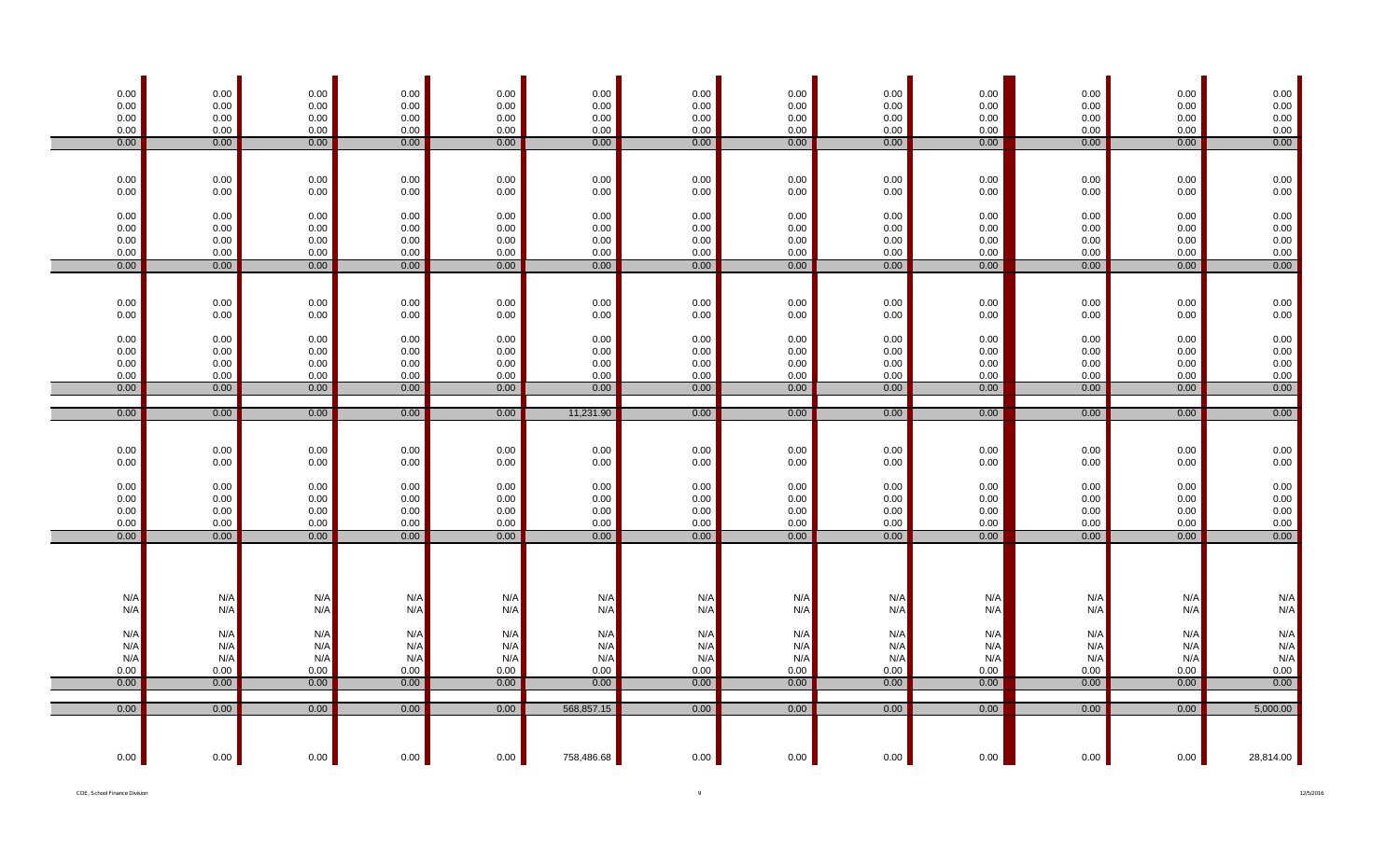| | | | | | | | | | | | | |
|---|---|---|---|---|---|---|---|---|---|---|---|---|
| 0.00 | 0.00 | 0.00 | 0.00 | 0.00 | 0.00 | 0.00 | 0.00 | 0.00 | 0.00 | 0.00 | 0.00 | 0.00 |
| 0.00 | 0.00 | 0.00 | 0.00 | 0.00 | 0.00 | 0.00 | 0.00 | 0.00 | 0.00 | 0.00 | 0.00 | 0.00 |
| 0.00 | 0.00 | 0.00 | 0.00 | 0.00 | 0.00 | 0.00 | 0.00 | 0.00 | 0.00 | 0.00 | 0.00 | 0.00 |
| 0.00 | 0.00 | 0.00 | 0.00 | 0.00 | 0.00 | 0.00 | 0.00 | 0.00 | 0.00 | 0.00 | 0.00 | 0.00 |
| 0.00 | 0.00 | 0.00 | 0.00 | 0.00 | 0.00 | 0.00 | 0.00 | 0.00 | 0.00 | 0.00 | 0.00 | 0.00 |
| | | | | | | | | | | | | |
| 0.00 | 0.00 | 0.00 | 0.00 | 0.00 | 0.00 | 0.00 | 0.00 | 0.00 | 0.00 | 0.00 | 0.00 | 0.00 |
| 0.00 | 0.00 | 0.00 | 0.00 | 0.00 | 0.00 | 0.00 | 0.00 | 0.00 | 0.00 | 0.00 | 0.00 | 0.00 |
| 0.00 | 0.00 | 0.00 | 0.00 | 0.00 | 0.00 | 0.00 | 0.00 | 0.00 | 0.00 | 0.00 | 0.00 | 0.00 |
| 0.00 | 0.00 | 0.00 | 0.00 | 0.00 | 0.00 | 0.00 | 0.00 | 0.00 | 0.00 | 0.00 | 0.00 | 0.00 |
| 0.00 | 0.00 | 0.00 | 0.00 | 0.00 | 0.00 | 0.00 | 0.00 | 0.00 | 0.00 | 0.00 | 0.00 | 0.00 |
| 0.00 | 0.00 | 0.00 | 0.00 | 0.00 | 0.00 | 0.00 | 0.00 | 0.00 | 0.00 | 0.00 | 0.00 | 0.00 |
| 0.00 | 0.00 | 0.00 | 0.00 | 0.00 | 0.00 | 0.00 | 0.00 | 0.00 | 0.00 | 0.00 | 0.00 | 0.00 |
| | | | | | | | | | | | | |
| 0.00 | 0.00 | 0.00 | 0.00 | 0.00 | 0.00 | 0.00 | 0.00 | 0.00 | 0.00 | 0.00 | 0.00 | 0.00 |
| 0.00 | 0.00 | 0.00 | 0.00 | 0.00 | 0.00 | 0.00 | 0.00 | 0.00 | 0.00 | 0.00 | 0.00 | 0.00 |
| 0.00 | 0.00 | 0.00 | 0.00 | 0.00 | 0.00 | 0.00 | 0.00 | 0.00 | 0.00 | 0.00 | 0.00 | 0.00 |
| 0.00 | 0.00 | 0.00 | 0.00 | 0.00 | 0.00 | 0.00 | 0.00 | 0.00 | 0.00 | 0.00 | 0.00 | 0.00 |
| 0.00 | 0.00 | 0.00 | 0.00 | 0.00 | 0.00 | 0.00 | 0.00 | 0.00 | 0.00 | 0.00 | 0.00 | 0.00 |
| 0.00 | 0.00 | 0.00 | 0.00 | 0.00 | 0.00 | 0.00 | 0.00 | 0.00 | 0.00 | 0.00 | 0.00 | 0.00 |
| 0.00 | 0.00 | 0.00 | 0.00 | 0.00 | 0.00 | 0.00 | 0.00 | 0.00 | 0.00 | 0.00 | 0.00 | 0.00 |
| | | | | | | | | | | | | |
| 0.00 | 0.00 | 0.00 | 0.00 | 0.00 | 11,231.90 | 0.00 | 0.00 | 0.00 | 0.00 | 0.00 | 0.00 | 0.00 |
| | | | | | | | | | | | | |
| 0.00 | 0.00 | 0.00 | 0.00 | 0.00 | 0.00 | 0.00 | 0.00 | 0.00 | 0.00 | 0.00 | 0.00 | 0.00 |
| 0.00 | 0.00 | 0.00 | 0.00 | 0.00 | 0.00 | 0.00 | 0.00 | 0.00 | 0.00 | 0.00 | 0.00 | 0.00 |
| 0.00 | 0.00 | 0.00 | 0.00 | 0.00 | 0.00 | 0.00 | 0.00 | 0.00 | 0.00 | 0.00 | 0.00 | 0.00 |
| 0.00 | 0.00 | 0.00 | 0.00 | 0.00 | 0.00 | 0.00 | 0.00 | 0.00 | 0.00 | 0.00 | 0.00 | 0.00 |
| 0.00 | 0.00 | 0.00 | 0.00 | 0.00 | 0.00 | 0.00 | 0.00 | 0.00 | 0.00 | 0.00 | 0.00 | 0.00 |
| 0.00 | 0.00 | 0.00 | 0.00 | 0.00 | 0.00 | 0.00 | 0.00 | 0.00 | 0.00 | 0.00 | 0.00 | 0.00 |
| 0.00 | 0.00 | 0.00 | 0.00 | 0.00 | 0.00 | 0.00 | 0.00 | 0.00 | 0.00 | 0.00 | 0.00 | 0.00 |
| | | | | | | | | | | | | |
| N/A | N/A | N/A | N/A | N/A | N/A | N/A | N/A | N/A | N/A | N/A | N/A | N/A |
| N/A | N/A | N/A | N/A | N/A | N/A | N/A | N/A | N/A | N/A | N/A | N/A | N/A |
| N/A | N/A | N/A | N/A | N/A | N/A | N/A | N/A | N/A | N/A | N/A | N/A | N/A |
| N/A | N/A | N/A | N/A | N/A | N/A | N/A | N/A | N/A | N/A | N/A | N/A | N/A |
| N/A | N/A | N/A | N/A | N/A | N/A | N/A | N/A | N/A | N/A | N/A | N/A | N/A |
| 0.00 | 0.00 | 0.00 | 0.00 | 0.00 | 0.00 | 0.00 | 0.00 | 0.00 | 0.00 | 0.00 | 0.00 | 0.00 |
| 0.00 | 0.00 | 0.00 | 0.00 | 0.00 | 0.00 | 0.00 | 0.00 | 0.00 | 0.00 | 0.00 | 0.00 | 0.00 |
| | | | | | | | | | | | | |
| 0.00 | 0.00 | 0.00 | 0.00 | 0.00 | 568,857.15 | 0.00 | 0.00 | 0.00 | 0.00 | 0.00 | 0.00 | 5,000.00 |
| | | | | | | | | | | | | |
| 0.00 | 0.00 | 0.00 | 0.00 | 0.00 | 758,486.68 | 0.00 | 0.00 | 0.00 | 0.00 | 0.00 | 0.00 | 28,814.00 |

CDE, School Finance Division

12/5/2016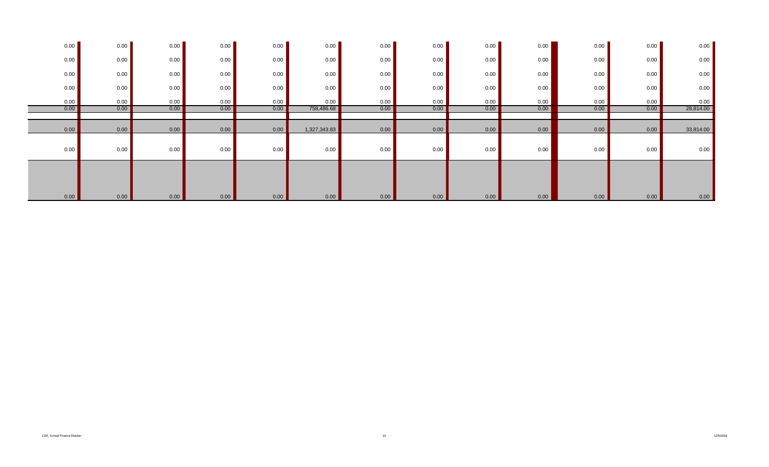| | | | | | | | | | | | | |
|---|---|---|---|---|---|---|---|---|---|---|---|---|
| 0.00 | 0.00 | 0.00 | 0.00 | 0.00 | 0.00 | 0.00 | 0.00 | 0.00 | 0.00 | 0.00 | 0.00 | 0.00 |
| 0.00 | 0.00 | 0.00 | 0.00 | 0.00 | 0.00 | 0.00 | 0.00 | 0.00 | 0.00 | 0.00 | 0.00 | 0.00 |
| 0.00 | 0.00 | 0.00 | 0.00 | 0.00 | 0.00 | 0.00 | 0.00 | 0.00 | 0.00 | 0.00 | 0.00 | 0.00 |
| 0.00 | 0.00 | 0.00 | 0.00 | 0.00 | 0.00 | 0.00 | 0.00 | 0.00 | 0.00 | 0.00 | 0.00 | 0.00 |
| 0.00 | 0.00 | 0.00 | 0.00 | 0.00 | 0.00 | 0.00 | 0.00 | 0.00 | 0.00 | 0.00 | 0.00 | 0.00 |
| 0.00 | 0.00 | 0.00 | 0.00 | 0.00 | 758,486.68 | 0.00 | 0.00 | 0.00 | 0.00 | 0.00 | 0.00 | 28,814.00 |
| 0.00 | 0.00 | 0.00 | 0.00 | 0.00 | 1,327,343.83 | 0.00 | 0.00 | 0.00 | 0.00 | 0.00 | 0.00 | 33,814.00 |
| 0.00 | 0.00 | 0.00 | 0.00 | 0.00 | 0.00 | 0.00 | 0.00 | 0.00 | 0.00 | 0.00 | 0.00 | 0.00 |
| 0.00 | 0.00 | 0.00 | 0.00 | 0.00 | 0.00 | 0.00 | 0.00 | 0.00 | 0.00 | 0.00 | 0.00 | 0.00 |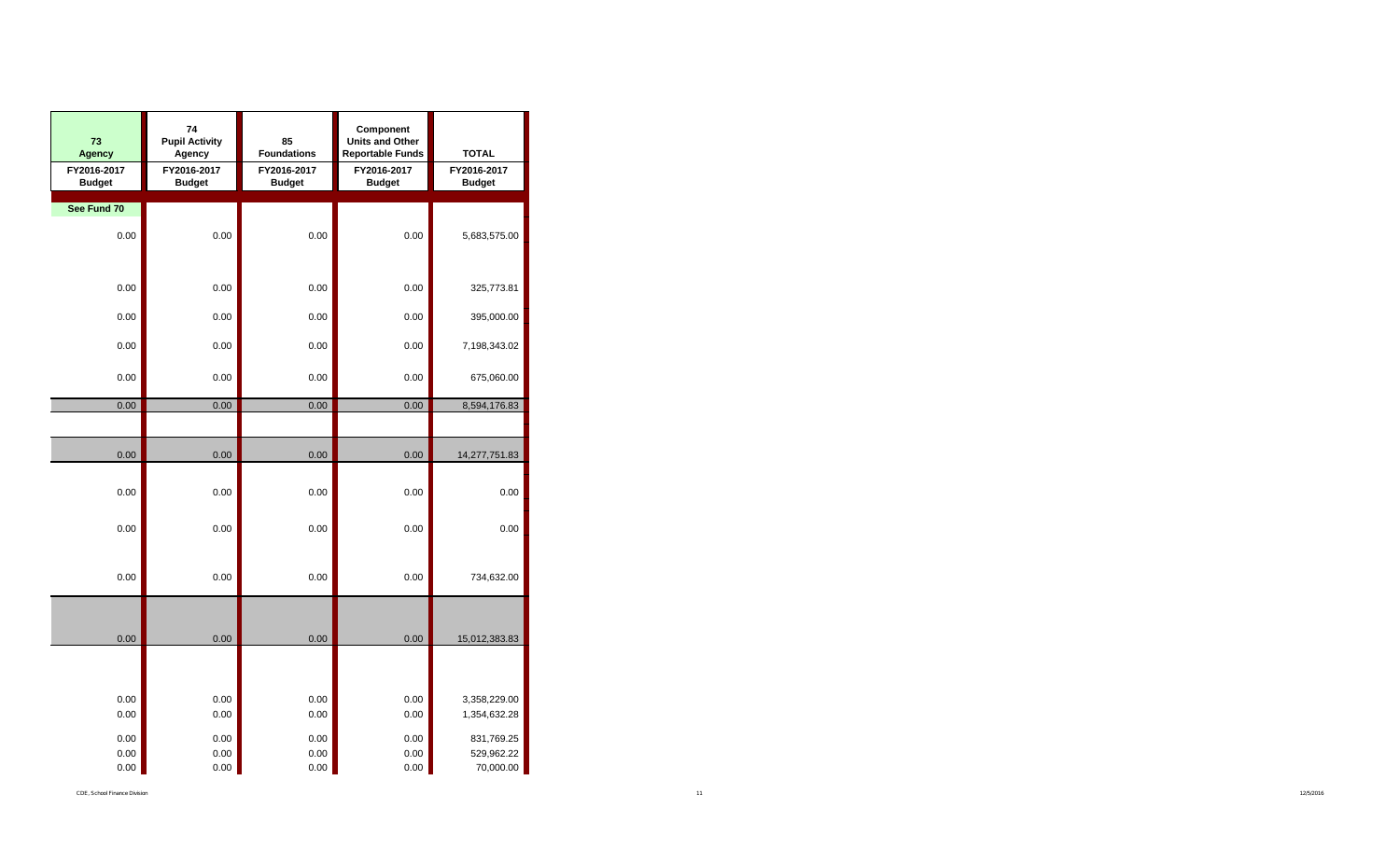| 73 Agency FY2016-2017 Budget | 74 Pupil Activity Agency FY2016-2017 Budget | 85 Foundations FY2016-2017 Budget | Component Units and Other Reportable Funds FY2016-2017 Budget | TOTAL FY2016-2017 Budget |
|---|---|---|---|---|
| See Fund 70 | | | | |
| 0.00 | 0.00 | 0.00 | 0.00 | 5,683,575.00 |
| 0.00 | 0.00 | 0.00 | 0.00 | 325,773.81 |
| 0.00 | 0.00 | 0.00 | 0.00 | 395,000.00 |
| 0.00 | 0.00 | 0.00 | 0.00 | 7,198,343.02 |
| 0.00 | 0.00 | 0.00 | 0.00 | 675,060.00 |
| 0.00 | 0.00 | 0.00 | 0.00 | 8,594,176.83 |
| 0.00 | 0.00 | 0.00 | 0.00 | 14,277,751.83 |
| 0.00 | 0.00 | 0.00 | 0.00 | 0.00 |
| 0.00 | 0.00 | 0.00 | 0.00 | 0.00 |
| 0.00 | 0.00 | 0.00 | 0.00 | 734,632.00 |
| 0.00 | 0.00 | 0.00 | 0.00 | 15,012,383.83 |
| 0.00 | 0.00 | 0.00 | 0.00 | 3,358,229.00 |
| 0.00 | 0.00 | 0.00 | 0.00 | 1,354,632.28 |
| 0.00 | 0.00 | 0.00 | 0.00 | 831,769.25 |
| 0.00 | 0.00 | 0.00 | 0.00 | 529,962.22 |
| 0.00 | 0.00 | 0.00 | 0.00 | 70,000.00 |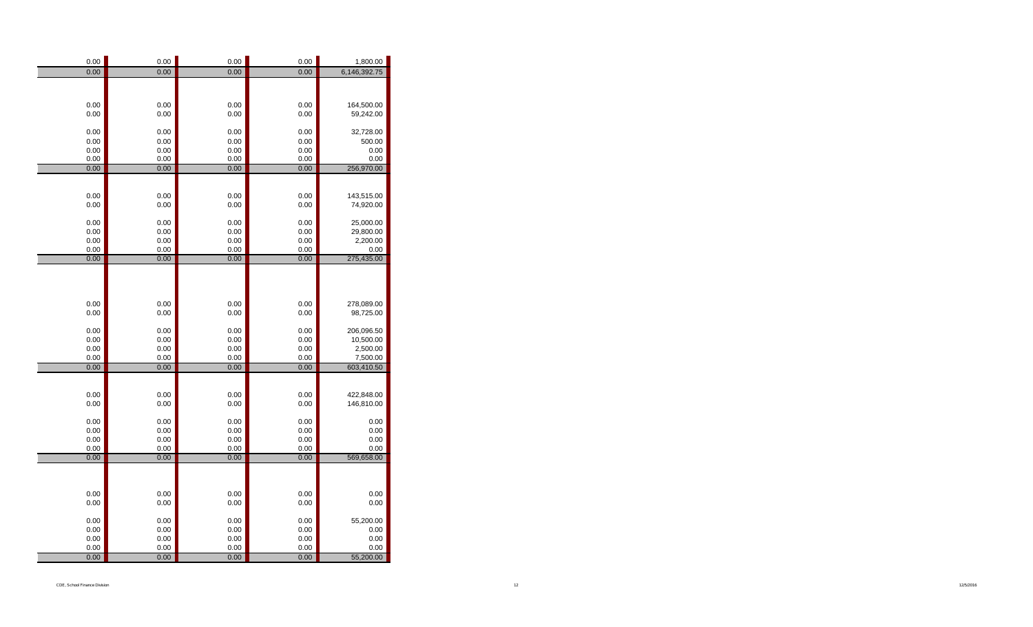| | | | | |
|---|---|---|---|---|
| 0.00 | 0.00 | 0.00 | 0.00 | 1,800.00 |
| 0.00 | 0.00 | 0.00 | 0.00 | 6,146,392.75 |
| | | | | |
| 0.00 | 0.00 | 0.00 | 0.00 | 164,500.00 |
| 0.00 | 0.00 | 0.00 | 0.00 | 59,242.00 |
| 0.00 | 0.00 | 0.00 | 0.00 | 32,728.00 |
| 0.00 | 0.00 | 0.00 | 0.00 | 500.00 |
| 0.00 | 0.00 | 0.00 | 0.00 | 0.00 |
| 0.00 | 0.00 | 0.00 | 0.00 | 0.00 |
| 0.00 | 0.00 | 0.00 | 0.00 | 256,970.00 |
| | | | | |
| 0.00 | 0.00 | 0.00 | 0.00 | 143,515.00 |
| 0.00 | 0.00 | 0.00 | 0.00 | 74,920.00 |
| 0.00 | 0.00 | 0.00 | 0.00 | 25,000.00 |
| 0.00 | 0.00 | 0.00 | 0.00 | 29,800.00 |
| 0.00 | 0.00 | 0.00 | 0.00 | 2,200.00 |
| 0.00 | 0.00 | 0.00 | 0.00 | 0.00 |
| 0.00 | 0.00 | 0.00 | 0.00 | 275,435.00 |
| | | | | |
| 0.00 | 0.00 | 0.00 | 0.00 | 278,089.00 |
| 0.00 | 0.00 | 0.00 | 0.00 | 98,725.00 |
| 0.00 | 0.00 | 0.00 | 0.00 | 206,096.50 |
| 0.00 | 0.00 | 0.00 | 0.00 | 10,500.00 |
| 0.00 | 0.00 | 0.00 | 0.00 | 2,500.00 |
| 0.00 | 0.00 | 0.00 | 0.00 | 7,500.00 |
| 0.00 | 0.00 | 0.00 | 0.00 | 603,410.50 |
| | | | | |
| 0.00 | 0.00 | 0.00 | 0.00 | 422,848.00 |
| 0.00 | 0.00 | 0.00 | 0.00 | 146,810.00 |
| 0.00 | 0.00 | 0.00 | 0.00 | 0.00 |
| 0.00 | 0.00 | 0.00 | 0.00 | 0.00 |
| 0.00 | 0.00 | 0.00 | 0.00 | 0.00 |
| 0.00 | 0.00 | 0.00 | 0.00 | 0.00 |
| 0.00 | 0.00 | 0.00 | 0.00 | 569,658.00 |
| | | | | |
| 0.00 | 0.00 | 0.00 | 0.00 | 0.00 |
| 0.00 | 0.00 | 0.00 | 0.00 | 0.00 |
| 0.00 | 0.00 | 0.00 | 0.00 | 55,200.00 |
| 0.00 | 0.00 | 0.00 | 0.00 | 0.00 |
| 0.00 | 0.00 | 0.00 | 0.00 | 0.00 |
| 0.00 | 0.00 | 0.00 | 0.00 | 0.00 |
| 0.00 | 0.00 | 0.00 | 0.00 | 55,200.00 |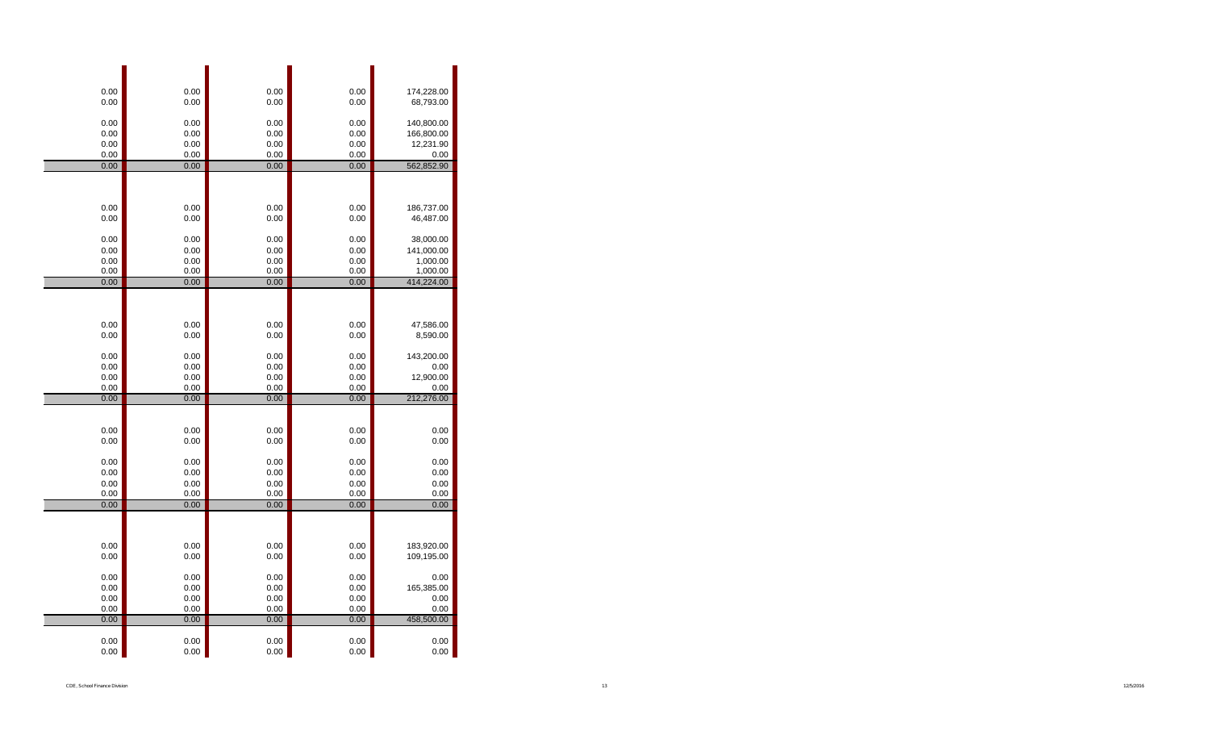| | | | | |
|---|---|---|---|---|
| 0.00 | 0.00 | 0.00 | 0.00 | 174,228.00 |
| 0.00 | 0.00 | 0.00 | 0.00 | 68,793.00 |
| 0.00 | 0.00 | 0.00 | 0.00 | 140,800.00 |
| 0.00 | 0.00 | 0.00 | 0.00 | 166,800.00 |
| 0.00 | 0.00 | 0.00 | 0.00 | 12,231.90 |
| 0.00 | 0.00 | 0.00 | 0.00 | 0.00 |
| 0.00 | 0.00 | 0.00 | 0.00 | 562,852.90 |
| | | | | |
| 0.00 | 0.00 | 0.00 | 0.00 | 186,737.00 |
| 0.00 | 0.00 | 0.00 | 0.00 | 46,487.00 |
| 0.00 | 0.00 | 0.00 | 0.00 | 38,000.00 |
| 0.00 | 0.00 | 0.00 | 0.00 | 141,000.00 |
| 0.00 | 0.00 | 0.00 | 0.00 | 1,000.00 |
| 0.00 | 0.00 | 0.00 | 0.00 | 1,000.00 |
| 0.00 | 0.00 | 0.00 | 0.00 | 414,224.00 |
| | | | | |
| 0.00 | 0.00 | 0.00 | 0.00 | 47,586.00 |
| 0.00 | 0.00 | 0.00 | 0.00 | 8,590.00 |
| 0.00 | 0.00 | 0.00 | 0.00 | 143,200.00 |
| 0.00 | 0.00 | 0.00 | 0.00 | 0.00 |
| 0.00 | 0.00 | 0.00 | 0.00 | 12,900.00 |
| 0.00 | 0.00 | 0.00 | 0.00 | 0.00 |
| 0.00 | 0.00 | 0.00 | 0.00 | 212,276.00 |
| | | | | |
| 0.00 | 0.00 | 0.00 | 0.00 | 0.00 |
| 0.00 | 0.00 | 0.00 | 0.00 | 0.00 |
| 0.00 | 0.00 | 0.00 | 0.00 | 0.00 |
| 0.00 | 0.00 | 0.00 | 0.00 | 0.00 |
| 0.00 | 0.00 | 0.00 | 0.00 | 0.00 |
| 0.00 | 0.00 | 0.00 | 0.00 | 0.00 |
| 0.00 | 0.00 | 0.00 | 0.00 | 0.00 |
| | | | | |
| 0.00 | 0.00 | 0.00 | 0.00 | 183,920.00 |
| 0.00 | 0.00 | 0.00 | 0.00 | 109,195.00 |
| 0.00 | 0.00 | 0.00 | 0.00 | 0.00 |
| 0.00 | 0.00 | 0.00 | 0.00 | 165,385.00 |
| 0.00 | 0.00 | 0.00 | 0.00 | 0.00 |
| 0.00 | 0.00 | 0.00 | 0.00 | 0.00 |
| 0.00 | 0.00 | 0.00 | 0.00 | 458,500.00 |
| | | | | |
| 0.00 | 0.00 | 0.00 | 0.00 | 0.00 |
| 0.00 | 0.00 | 0.00 | 0.00 | 0.00 |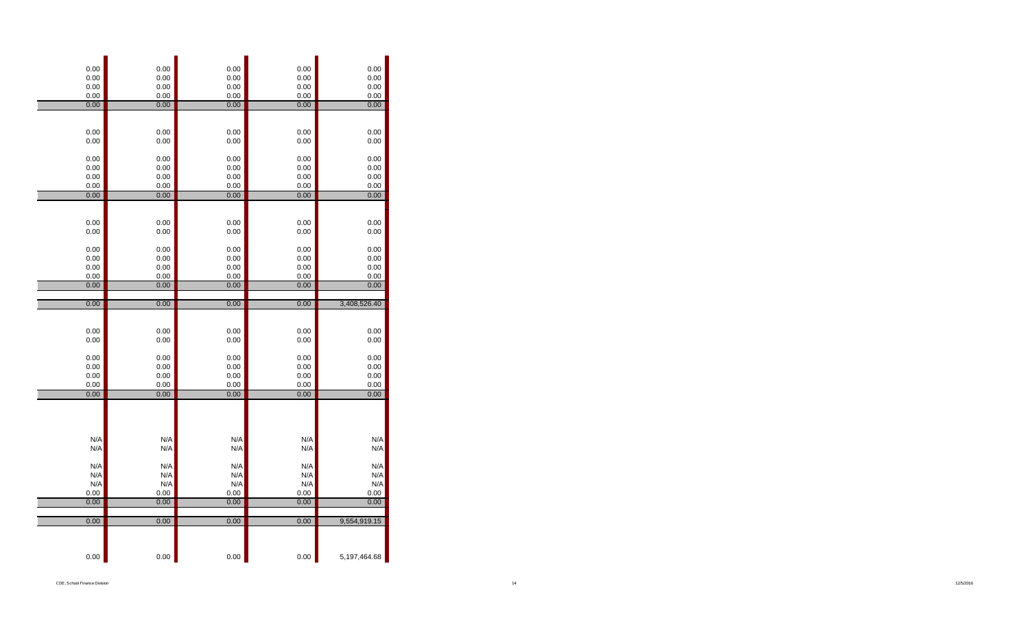| | | | | |
|---|---|---|---|---|
| 0.00 | 0.00 | 0.00 | 0.00 | 0.00 |
| 0.00 | 0.00 | 0.00 | 0.00 | 0.00 |
| 0.00 | 0.00 | 0.00 | 0.00 | 0.00 |
| 0.00 | 0.00 | 0.00 | 0.00 | 0.00 |
| 0.00 | 0.00 | 0.00 | 0.00 | 0.00 |
| | | | | |
| 0.00 | 0.00 | 0.00 | 0.00 | 0.00 |
| 0.00 | 0.00 | 0.00 | 0.00 | 0.00 |
| 0.00 | 0.00 | 0.00 | 0.00 | 0.00 |
| 0.00 | 0.00 | 0.00 | 0.00 | 0.00 |
| 0.00 | 0.00 | 0.00 | 0.00 | 0.00 |
| 0.00 | 0.00 | 0.00 | 0.00 | 0.00 |
| 0.00 | 0.00 | 0.00 | 0.00 | 0.00 |
| | | | | |
| 0.00 | 0.00 | 0.00 | 0.00 | 0.00 |
| 0.00 | 0.00 | 0.00 | 0.00 | 0.00 |
| 0.00 | 0.00 | 0.00 | 0.00 | 0.00 |
| 0.00 | 0.00 | 0.00 | 0.00 | 0.00 |
| 0.00 | 0.00 | 0.00 | 0.00 | 0.00 |
| 0.00 | 0.00 | 0.00 | 0.00 | 0.00 |
| 0.00 | 0.00 | 0.00 | 0.00 | 0.00 |
| | | | | |
| 0.00 | 0.00 | 0.00 | 0.00 | 3,408,526.40 |
| | | | | |
| 0.00 | 0.00 | 0.00 | 0.00 | 0.00 |
| 0.00 | 0.00 | 0.00 | 0.00 | 0.00 |
| 0.00 | 0.00 | 0.00 | 0.00 | 0.00 |
| 0.00 | 0.00 | 0.00 | 0.00 | 0.00 |
| 0.00 | 0.00 | 0.00 | 0.00 | 0.00 |
| 0.00 | 0.00 | 0.00 | 0.00 | 0.00 |
| 0.00 | 0.00 | 0.00 | 0.00 | 0.00 |
| | | | | |
| N/A | N/A | N/A | N/A | N/A |
| N/A | N/A | N/A | N/A | N/A |
| N/A | N/A | N/A | N/A | N/A |
| N/A | N/A | N/A | N/A | N/A |
| N/A | N/A | N/A | N/A | N/A |
| 0.00 | 0.00 | 0.00 | 0.00 | 0.00 |
| 0.00 | 0.00 | 0.00 | 0.00 | 0.00 |
| | | | | |
| 0.00 | 0.00 | 0.00 | 0.00 | 9,554,919.15 |
| | | | | |
| 0.00 | 0.00 | 0.00 | 0.00 | 5,197,464.68 |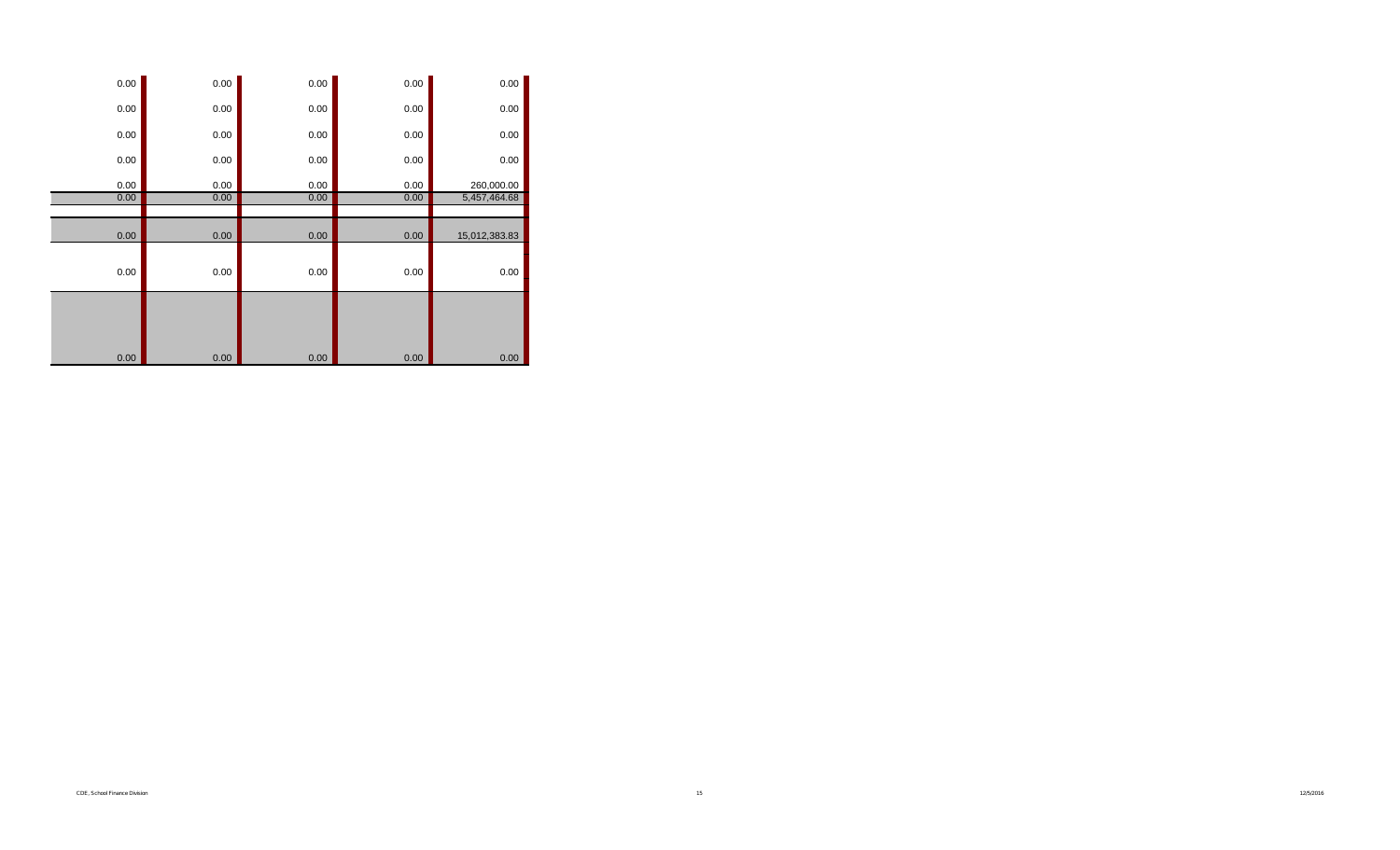| | | | | |
|---|---|---|---|---|
| 0.00 | 0.00 | 0.00 | 0.00 | 0.00 |
| 0.00 | 0.00 | 0.00 | 0.00 | 0.00 |
| 0.00 | 0.00 | 0.00 | 0.00 | 0.00 |
| 0.00 | 0.00 | 0.00 | 0.00 | 0.00 |
| 0.00 | 0.00 | 0.00 | 0.00 | 260,000.00 |
| 0.00 | 0.00 | 0.00 | 0.00 | 5,457,464.68 |
| | | | | |
| 0.00 | 0.00 | 0.00 | 0.00 | 15,012,383.83 |
| 0.00 | 0.00 | 0.00 | 0.00 | 0.00 |
| 0.00 | 0.00 | 0.00 | 0.00 | 0.00 |